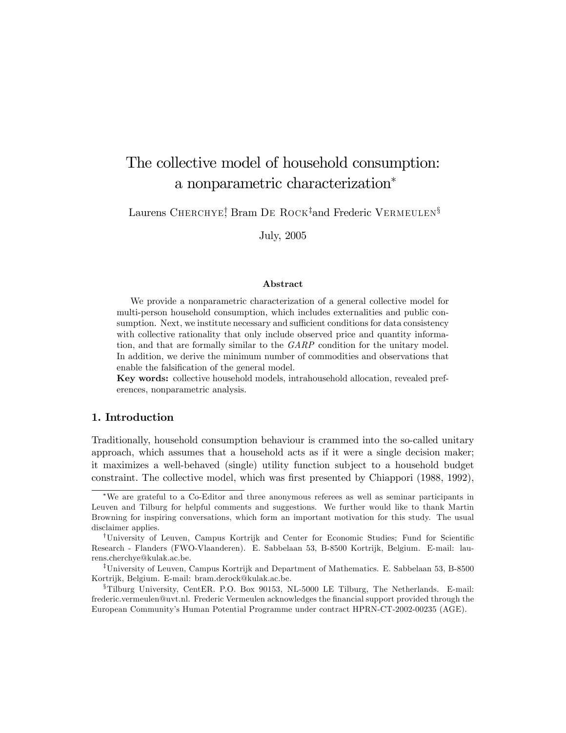# The collective model of household consumption: a nonparametric characterization[*]

Laurens Cherchye[†], Bram De Rock[‡] and Frederic Vermeulen[§]

July, 2005

#### Abstract

We provide a nonparametric characterization of a general collective model for multi-person household consumption, which includes externalities and public consumption. Next, we institute necessary and sufficient conditions for data consistency with collective rationality that only include observed price and quantity information, and that are formally similar to the *GARP* condition for the unitary model. In addition, we derive the minimum number of commodities and observations that enable the falsification of the general model.

**Key words:** collective household models, intrahousehold allocation, revealed preferences, nonparametric analysis.

## 1. Introduction

Traditionally, household consumption behaviour is crammed into the so-called unitary approach, which assumes that a household acts as if it were a single decision maker; it maximizes a well-behaved (single) utility function subject to a household budget constraint. The collective model, which was first presented by Chiappori (1988, 1992),

---

[*] We are grateful to a Co-Editor and three anonymous referees as well as seminar participants in Leuven and Tilburg for helpful comments and suggestions. We further would like to thank Martin Browning for inspiring conversations, which form an important motivation for this study. The usual disclaimer applies.

[†] University of Leuven, Campus Kortrijk and Center for Economic Studies; Fund for Scientific Research - Flanders (FWO-Vlaanderen). E. Sabbelaan 53, B-8500 Kortrijk, Belgium. E-mail: laurens.cherchye@kulak.ac.be.

[‡] University of Leuven, Campus Kortrijk and Department of Mathematics. E. Sabbelaan 53, B-8500 Kortrijk, Belgium. E-mail: bram.derock@kulak.ac.be.

[§] Tilburg University, CentER. P.O. Box 90153, NL-5000 LE Tilburg, The Netherlands. E-mail: frederic.vermeulen@uvt.nl. Frederic Vermeulen acknowledges the financial support provided through the European Community's Human Potential Programme under contract HPRN-CT-2002-00235 (AGE).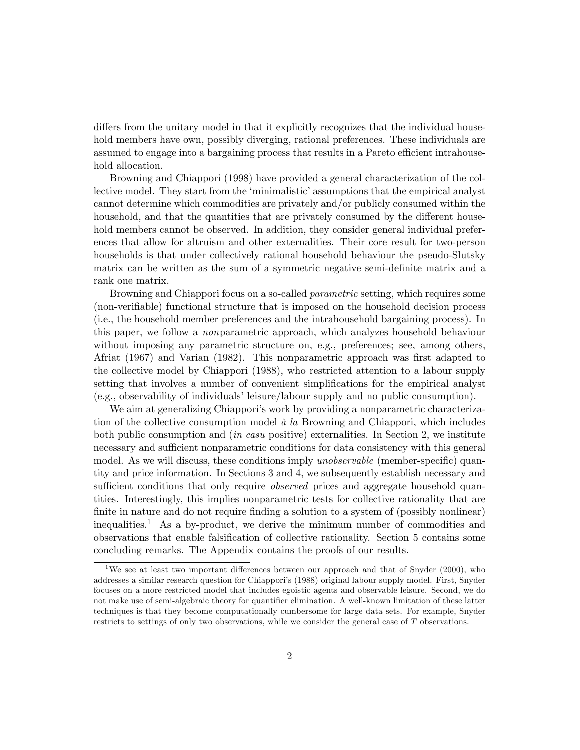differs from the unitary model in that it explicitly recognizes that the individual household members have own, possibly diverging, rational preferences. These individuals are assumed to engage into a bargaining process that results in a Pareto efficient intrahousehold allocation.

Browning and Chiappori (1998) have provided a general characterization of the collective model. They start from the 'minimalistic' assumptions that the empirical analyst cannot determine which commodities are privately and/or publicly consumed within the household, and that the quantities that are privately consumed by the different household members cannot be observed. In addition, they consider general individual preferences that allow for altruism and other externalities. Their core result for two-person households is that under collectively rational household behaviour the pseudo-Slutsky matrix can be written as the sum of a symmetric negative semi-definite matrix and a rank one matrix.

Browning and Chiappori focus on a so-called *parametric* setting, which requires some (non-verifiable) functional structure that is imposed on the household decision process (i.e., the household member preferences and the intrahousehold bargaining process). In this paper, we follow a *non*parametric approach, which analyzes household behaviour without imposing any parametric structure on, e.g., preferences; see, among others, Afriat (1967) and Varian (1982). This nonparametric approach was first adapted to the collective model by Chiappori (1988), who restricted attention to a labour supply setting that involves a number of convenient simplifications for the empirical analyst (e.g., observability of individuals' leisure/labour supply and no public consumption).

We aim at generalizing Chiappori's work by providing a nonparametric characterization of the collective consumption model *à la* Browning and Chiappori, which includes both public consumption and (*in casu* positive) externalities. In Section 2, we institute necessary and sufficient nonparametric conditions for data consistency with this general model. As we will discuss, these conditions imply *unobservable* (member-specific) quantity and price information. In Sections 3 and 4, we subsequently establish necessary and sufficient conditions that only require *observed* prices and aggregate household quantities. Interestingly, this implies nonparametric tests for collective rationality that are finite in nature and do not require finding a solution to a system of (possibly nonlinear) inequalities.[1] As a by-product, we derive the minimum number of commodities and observations that enable falsification of collective rationality. Section 5 contains some concluding remarks. The Appendix contains the proofs of our results.

[1] We see at least two important differences between our approach and that of Snyder (2000), who addresses a similar research question for Chiappori's (1988) original labour supply model. First, Snyder focuses on a more restricted model that includes egoistic agents and observable leisure. Second, we do not make use of semi-algebraic theory for quantifier elimination. A well-known limitation of these latter techniques is that they become computationally cumbersome for large data sets. For example, Snyder restricts to settings of only two observations, while we consider the general case of $T$ observations.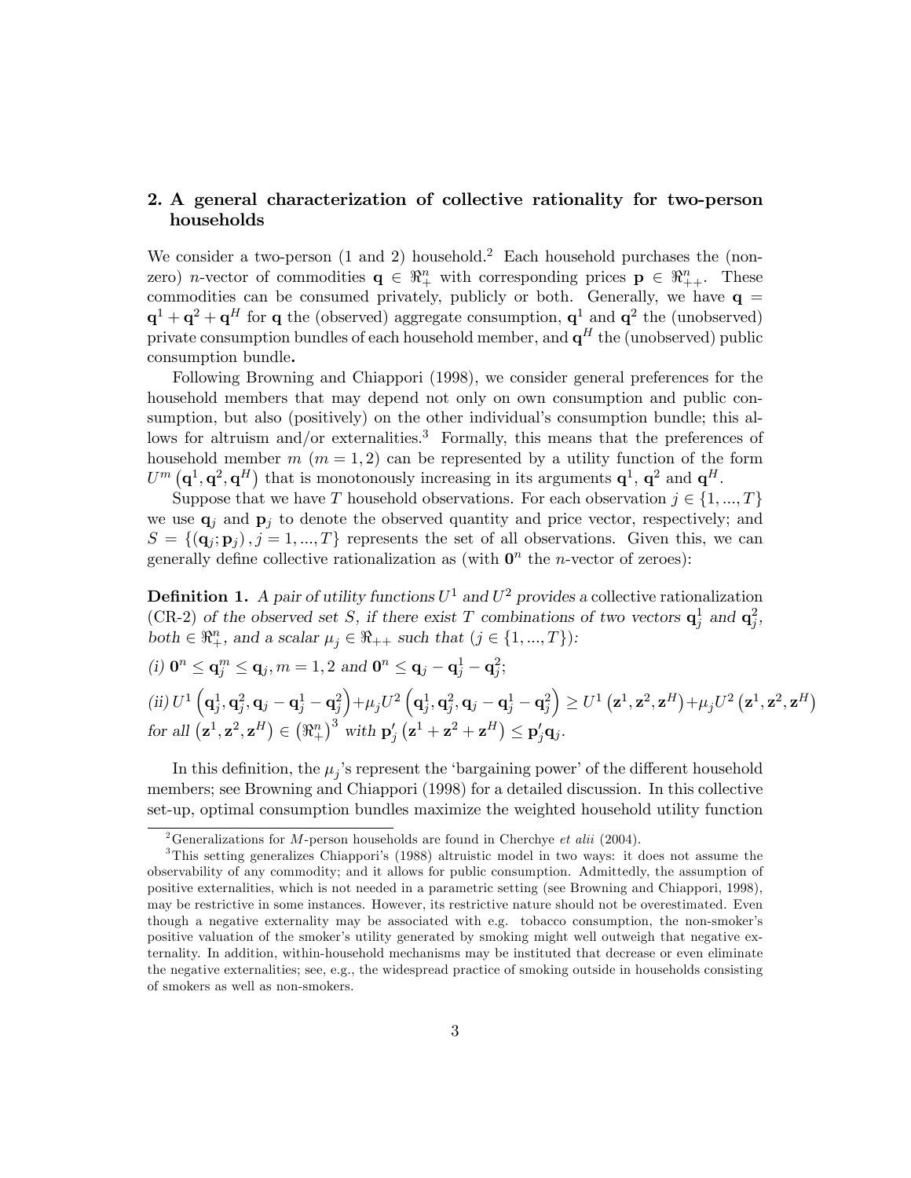## 2. A general characterization of collective rationality for two-person households

We consider a two-person (1 and 2) household.[2] Each household purchases the (non-zero) $n$-vector of commodities $\mathbf{q} \in \Re^n_+$ with corresponding prices $\mathbf{p} \in \Re^n_{++}$. These commodities can be consumed privately, publicly or both. Generally, we have $\mathbf{q} = \mathbf{q}^1 + \mathbf{q}^2 + \mathbf{q}^H$ for $\mathbf{q}$ the (observed) aggregate consumption, $\mathbf{q}^1$ and $\mathbf{q}^2$ the (unobserved) private consumption bundles of each household member, and $\mathbf{q}^H$ the (unobserved) public consumption bundle.

Following Browning and Chiappori (1998), we consider general preferences for the household members that may depend not only on own consumption and public consumption, but also (positively) on the other individual's consumption bundle; this allows for altruism and/or externalities.[3] Formally, this means that the preferences of household member $m$ ($m = 1, 2$) can be represented by a utility function of the form $U^m\left(\mathbf{q}^1, \mathbf{q}^2, \mathbf{q}^H\right)$ that is monotonously increasing in its arguments $\mathbf{q}^1$, $\mathbf{q}^2$ and $\mathbf{q}^H$.

Suppose that we have $T$ household observations. For each observation $j \in \{1, ..., T\}$ we use $\mathbf{q}_j$ and $\mathbf{p}_j$ to denote the observed quantity and price vector, respectively; and $S = \{(\mathbf{q}_j; \mathbf{p}_j), j = 1, ..., T\}$ represents the set of all observations. Given this, we can generally define collective rationalization as (with $\mathbf{0}^n$ the $n$-vector of zeroes):

**Definition 1.** *A pair of utility functions $U^1$ and $U^2$ provides a* collective rationalization (CR-2) *of the observed set $S$, if there exist $T$ combinations of two vectors $\mathbf{q}^1_j$ and $\mathbf{q}^2_j$, both $\in \Re^n_+$, and a scalar $\mu_j \in \Re_{++}$ such that ($j \in \{1, ..., T\}$):*

*(i)* $\mathbf{0}^n \leq \mathbf{q}^m_j \leq \mathbf{q}_j, m = 1, 2$ *and* $\mathbf{0}^n \leq \mathbf{q}_j - \mathbf{q}^1_j - \mathbf{q}^2_j$;

*(ii)* $U^1\left(\mathbf{q}^1_j, \mathbf{q}^2_j, \mathbf{q}_j - \mathbf{q}^1_j - \mathbf{q}^2_j\right) + \mu_j U^2\left(\mathbf{q}^1_j, \mathbf{q}^2_j, \mathbf{q}_j - \mathbf{q}^1_j - \mathbf{q}^2_j\right) \geq U^1\left(\mathbf{z}^1, \mathbf{z}^2, \mathbf{z}^H\right) + \mu_j U^2\left(\mathbf{z}^1, \mathbf{z}^2, \mathbf{z}^H\right)$ *for all* $\left(\mathbf{z}^1, \mathbf{z}^2, \mathbf{z}^H\right) \in \left(\Re^n_+\right)^3$ *with* $\mathbf{p}'_j\left(\mathbf{z}^1 + \mathbf{z}^2 + \mathbf{z}^H\right) \leq \mathbf{p}'_j \mathbf{q}_j$.

In this definition, the $\mu_j$'s represent the 'bargaining power' of the different household members; see Browning and Chiappori (1998) for a detailed discussion. In this collective set-up, optimal consumption bundles maximize the weighted household utility function

---

[2] Generalizations for $M$-person households are found in Cherchye *et alii* (2004).

[3] This setting generalizes Chiappori's (1988) altruistic model in two ways: it does not assume the observability of any commodity; and it allows for public consumption. Admittedly, the assumption of positive externalities, which is not needed in a parametric setting (see Browning and Chiappori, 1998), may be restrictive in some instances. However, its restrictive nature should not be overestimated. Even though a negative externality may be associated with e.g. tobacco consumption, the non-smoker's positive valuation of the smoker's utility generated by smoking might well outweigh that negative externality. In addition, within-household mechanisms may be instituted that decrease or even eliminate the negative externalities; see, e.g., the widespread practice of smoking outside in households consisting of smokers as well as non-smokers.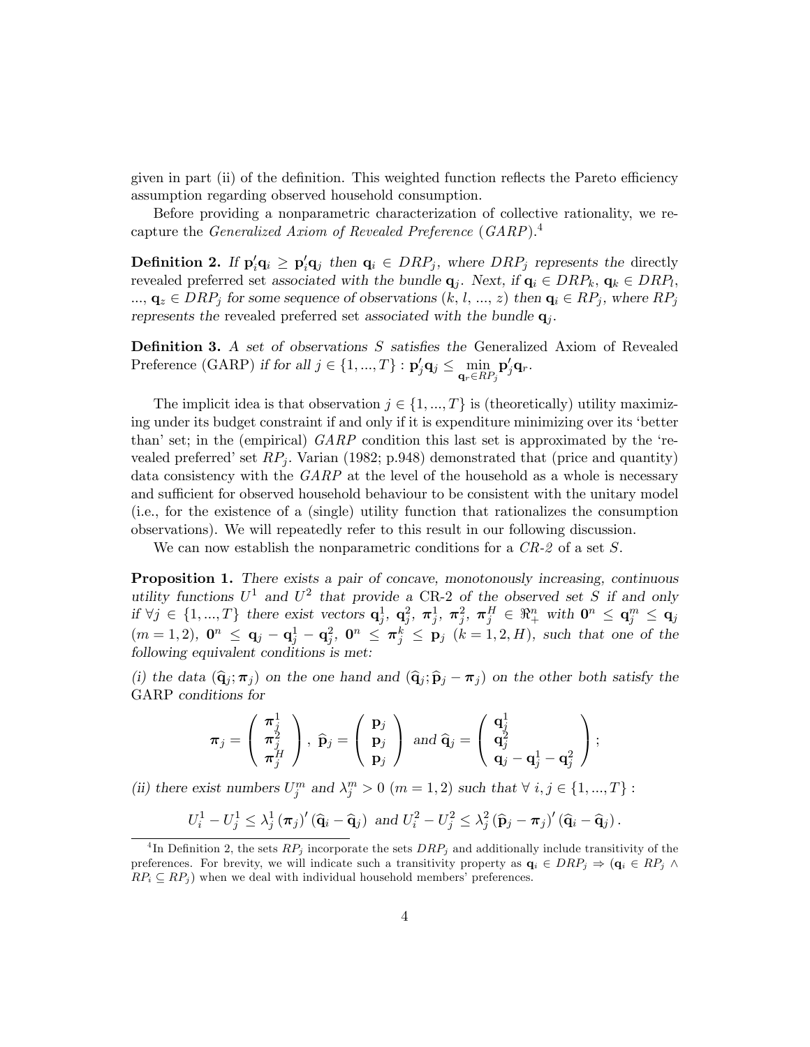given in part (ii) of the definition. This weighted function reflects the Pareto efficiency assumption regarding observed household consumption.

Before providing a nonparametric characterization of collective rationality, we recapture the *Generalized Axiom of Revealed Preference* (*GARP*).[4]

**Definition 2.** *If* $\mathbf{p}_i'\mathbf{q}_i \geq \mathbf{p}_i'\mathbf{q}_j$ *then* $\mathbf{q}_i \in DRP_j$, *where* $DRP_j$ *represents the* directly revealed preferred set *associated with the bundle* $\mathbf{q}_j$. *Next, if* $\mathbf{q}_i \in DRP_k$, $\mathbf{q}_k \in DRP_l$, ..., $\mathbf{q}_z \in DRP_j$ *for some sequence of observations* $(k, l, ..., z)$ *then* $\mathbf{q}_i \in RP_j$, *where* $RP_j$ *represents the* revealed preferred set *associated with the bundle* $\mathbf{q}_j$.

**Definition 3.** *A set of observations S satisfies the* Generalized Axiom of Revealed Preference (GARP) *if for all* $j \in \{1, ..., T\} : \mathbf{p}_j'\mathbf{q}_j \leq \min\limits_{\mathbf{q}_r \in RP_j} \mathbf{p}_j'\mathbf{q}_r$.

The implicit idea is that observation $j \in \{1, ..., T\}$ is (theoretically) utility maximizing under its budget constraint if and only if it is expenditure minimizing over its 'better than' set; in the (empirical) *GARP* condition this last set is approximated by the 'revealed preferred' set $RP_j$. Varian (1982; p.948) demonstrated that (price and quantity) data consistency with the *GARP* at the level of the household as a whole is necessary and sufficient for observed household behaviour to be consistent with the unitary model (i.e., for the existence of a (single) utility function that rationalizes the consumption observations). We will repeatedly refer to this result in our following discussion.

We can now establish the nonparametric conditions for a *CR-2* of a set *S*.

**Proposition 1.** *There exists a pair of concave, monotonously increasing, continuous utility functions* $U^1$ *and* $U^2$ *that provide a* CR-2 *of the observed set S if and only if* $\forall j \in \{1, ..., T\}$ *there exist vectors* $\mathbf{q}_j^1$, $\mathbf{q}_j^2$, $\boldsymbol{\pi}_j^1$, $\boldsymbol{\pi}_j^2$, $\boldsymbol{\pi}_j^H \in \Re_+^n$ *with* $\mathbf{0}^n \leq \mathbf{q}_j^m \leq \mathbf{q}_j$ $(m = 1, 2)$, $\mathbf{0}^n \leq \mathbf{q}_j - \mathbf{q}_j^1 - \mathbf{q}_j^2$, $\mathbf{0}^n \leq \boldsymbol{\pi}_j^k \leq \mathbf{p}_j$ $(k = 1, 2, H)$, *such that one of the following equivalent conditions is met:*

*(i) the data* $(\widehat{\mathbf{q}}_j; \boldsymbol{\pi}_j)$ *on the one hand and* $(\widehat{\mathbf{q}}_j; \widehat{\mathbf{p}}_j - \boldsymbol{\pi}_j)$ *on the other both satisfy the* GARP *conditions for*

$$\boldsymbol{\pi}_j = \begin{pmatrix} \boldsymbol{\pi}_j^1 \\ \boldsymbol{\pi}_j^2 \\ \boldsymbol{\pi}_j^H \end{pmatrix}, \ \widehat{\mathbf{p}}_j = \begin{pmatrix} \mathbf{p}_j \\ \mathbf{p}_j \\ \mathbf{p}_j \end{pmatrix} \ \text{and } \widehat{\mathbf{q}}_j = \begin{pmatrix} \mathbf{q}_j^1 \\ \mathbf{q}_j^2 \\ \mathbf{q}_j - \mathbf{q}_j^1 - \mathbf{q}_j^2 \end{pmatrix};$$

*(ii) there exist numbers* $U_j^m$ *and* $\lambda_j^m > 0$ $(m = 1, 2)$ *such that* $\forall\, i, j \in \{1, ..., T\}$ :

$$U_i^1 - U_j^1 \leq \lambda_j^1 (\boldsymbol{\pi}_j)' (\widehat{\mathbf{q}}_i - \widehat{\mathbf{q}}_j) \ \text{ and } U_i^2 - U_j^2 \leq \lambda_j^2 (\widehat{\mathbf{p}}_j - \boldsymbol{\pi}_j)' (\widehat{\mathbf{q}}_i - \widehat{\mathbf{q}}_j).$$

---

[4] In Definition 2, the sets $RP_j$ incorporate the sets $DRP_j$ and additionally include transitivity of the preferences. For brevity, we will indicate such a transitivity property as $\mathbf{q}_i \in DRP_j \Rightarrow (\mathbf{q}_i \in RP_j \wedge RP_i \subseteq RP_j)$ when we deal with individual household members' preferences.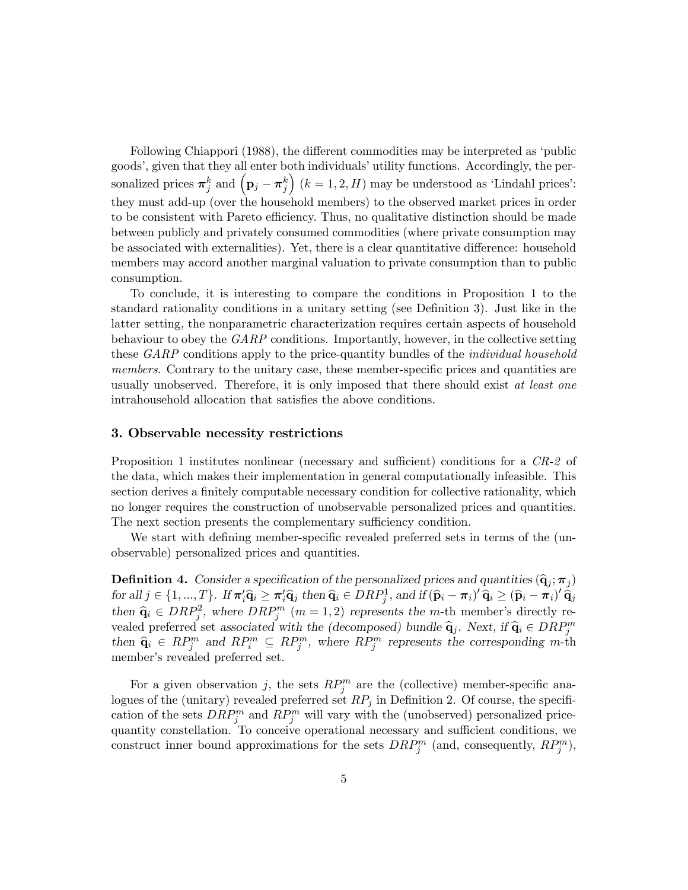Following Chiappori (1988), the different commodities may be interpreted as 'public goods', given that they all enter both individuals' utility functions. Accordingly, the personalized prices $\boldsymbol{\pi}_j^k$ and $\left(\mathbf{p}_j - \boldsymbol{\pi}_j^k\right)$ $(k = 1, 2, H)$ may be understood as 'Lindahl prices': they must add-up (over the household members) to the observed market prices in order to be consistent with Pareto efficiency. Thus, no qualitative distinction should be made between publicly and privately consumed commodities (where private consumption may be associated with externalities). Yet, there is a clear quantitative difference: household members may accord another marginal valuation to private consumption than to public consumption.

To conclude, it is interesting to compare the conditions in Proposition 1 to the standard rationality conditions in a unitary setting (see Definition 3). Just like in the latter setting, the nonparametric characterization requires certain aspects of household behaviour to obey the *GARP* conditions. Importantly, however, in the collective setting these *GARP* conditions apply to the price-quantity bundles of the *individual household members*. Contrary to the unitary case, these member-specific prices and quantities are usually unobserved. Therefore, it is only imposed that there should exist *at least one* intrahousehold allocation that satisfies the above conditions.

### 3. Observable necessity restrictions

Proposition 1 institutes nonlinear (necessary and sufficient) conditions for a *CR-2* of the data, which makes their implementation in general computationally infeasible. This section derives a finitely computable necessary condition for collective rationality, which no longer requires the construction of unobservable personalized prices and quantities. The next section presents the complementary sufficiency condition.

We start with defining member-specific revealed preferred sets in terms of the (unobservable) personalized prices and quantities.

**Definition 4.** *Consider a specification of the personalized prices and quantities* $(\widehat{\mathbf{q}}_j; \boldsymbol{\pi}_j)$ *for all* $j \in \{1, ..., T\}$. *If* $\boldsymbol{\pi}_i' \widehat{\mathbf{q}}_i \geq \boldsymbol{\pi}_i' \widehat{\mathbf{q}}_j$ *then* $\widehat{\mathbf{q}}_i \in DRP_j^1$, *and if* $(\widehat{\mathbf{p}}_i - \boldsymbol{\pi}_i)' \widehat{\mathbf{q}}_i \geq (\widehat{\mathbf{p}}_i - \boldsymbol{\pi}_i)' \widehat{\mathbf{q}}_j$ *then* $\widehat{\mathbf{q}}_i \in DRP_j^2$, *where* $DRP_j^m$ $(m = 1, 2)$ *represents the* $m$*-th member's directly revealed preferred set associated with the (decomposed) bundle* $\widehat{\mathbf{q}}_j$. *Next, if* $\widehat{\mathbf{q}}_i \in DRP_j^m$ *then* $\widehat{\mathbf{q}}_i \in RP_j^m$ *and* $RP_i^m \subseteq RP_j^m$, *where* $RP_j^m$ *represents the corresponding* $m$*-th member's revealed preferred set.*

For a given observation $j$, the sets $RP_j^m$ are the (collective) member-specific analogues of the (unitary) revealed preferred set $RP_j$ in Definition 2. Of course, the specification of the sets $DRP_j^m$ and $RP_j^m$ will vary with the (unobserved) personalized price-quantity constellation. To conceive operational necessary and sufficient conditions, we construct inner bound approximations for the sets $DRP_j^m$ (and, consequently, $RP_j^m$),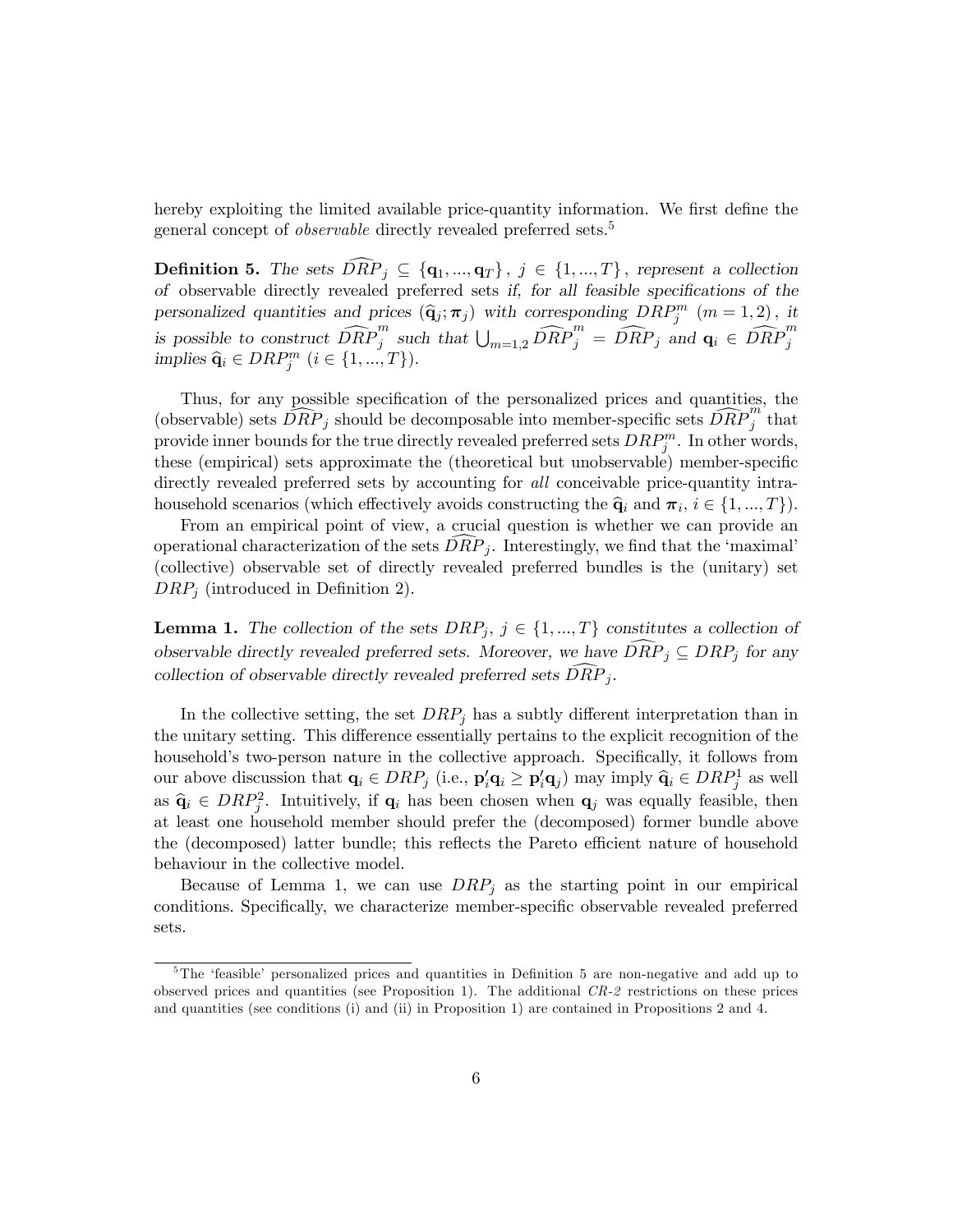hereby exploiting the limited available price-quantity information. We first define the general concept of *observable* directly revealed preferred sets.[5]

**Definition 5.** *The sets $\widehat{DRP}_j \subseteq \{\mathbf{q}_1, ..., \mathbf{q}_T\}$, $j \in \{1, ..., T\}$, represent a collection of* observable *directly revealed preferred sets if, for all feasible specifications of the personalized quantities and prices $(\widehat{\mathbf{q}}_j; \boldsymbol{\pi}_j)$ with corresponding $DRP_j^m$ $(m = 1, 2)$, it is possible to construct $\widehat{DRP}_j^m$ such that $\bigcup_{m=1,2} \widehat{DRP}_j^m = \widehat{DRP}_j$ and $\mathbf{q}_i \in \widehat{DRP}_j^m$ implies $\widehat{\mathbf{q}}_i \in DRP_j^m$ $(i \in \{1, ..., T\})$.*

Thus, for any possible specification of the personalized prices and quantities, the (observable) sets $\widehat{DRP}_j$ should be decomposable into member-specific sets $\widehat{DRP}_j^m$ that provide inner bounds for the true directly revealed preferred sets $DRP_j^m$. In other words, these (empirical) sets approximate the (theoretical but unobservable) member-specific directly revealed preferred sets by accounting for *all* conceivable price-quantity intra-household scenarios (which effectively avoids constructing the $\widehat{\mathbf{q}}_i$ and $\boldsymbol{\pi}_i$, $i \in \{1, ..., T\}$).

From an empirical point of view, a crucial question is whether we can provide an operational characterization of the sets $\widehat{DRP}_j$. Interestingly, we find that the 'maximal' (collective) observable set of directly revealed preferred bundles is the (unitary) set $DRP_j$ (introduced in Definition 2).

**Lemma 1.** *The collection of the sets $DRP_j$, $j \in \{1, ..., T\}$ constitutes a collection of observable directly revealed preferred sets. Moreover, we have $\widehat{DRP}_j \subseteq DRP_j$ for any collection of observable directly revealed preferred sets $\widehat{DRP}_j$.*

In the collective setting, the set $DRP_j$ has a subtly different interpretation than in the unitary setting. This difference essentially pertains to the explicit recognition of the household's two-person nature in the collective approach. Specifically, it follows from our above discussion that $\mathbf{q}_i \in DRP_j$ (i.e., $\mathbf{p}_i'\mathbf{q}_i \geq \mathbf{p}_i'\mathbf{q}_j$) may imply $\widehat{\mathbf{q}}_i \in DRP_j^1$ as well as $\widehat{\mathbf{q}}_i \in DRP_j^2$. Intuitively, if $\mathbf{q}_i$ has been chosen when $\mathbf{q}_j$ was equally feasible, then at least one household member should prefer the (decomposed) former bundle above the (decomposed) latter bundle; this reflects the Pareto efficient nature of household behaviour in the collective model.

Because of Lemma 1, we can use $DRP_j$ as the starting point in our empirical conditions. Specifically, we characterize member-specific observable revealed preferred sets.

[5] The 'feasible' personalized prices and quantities in Definition 5 are non-negative and add up to observed prices and quantities (see Proposition 1). The additional *CR-2* restrictions on these prices and quantities (see conditions (i) and (ii) in Proposition 1) are contained in Propositions 2 and 4.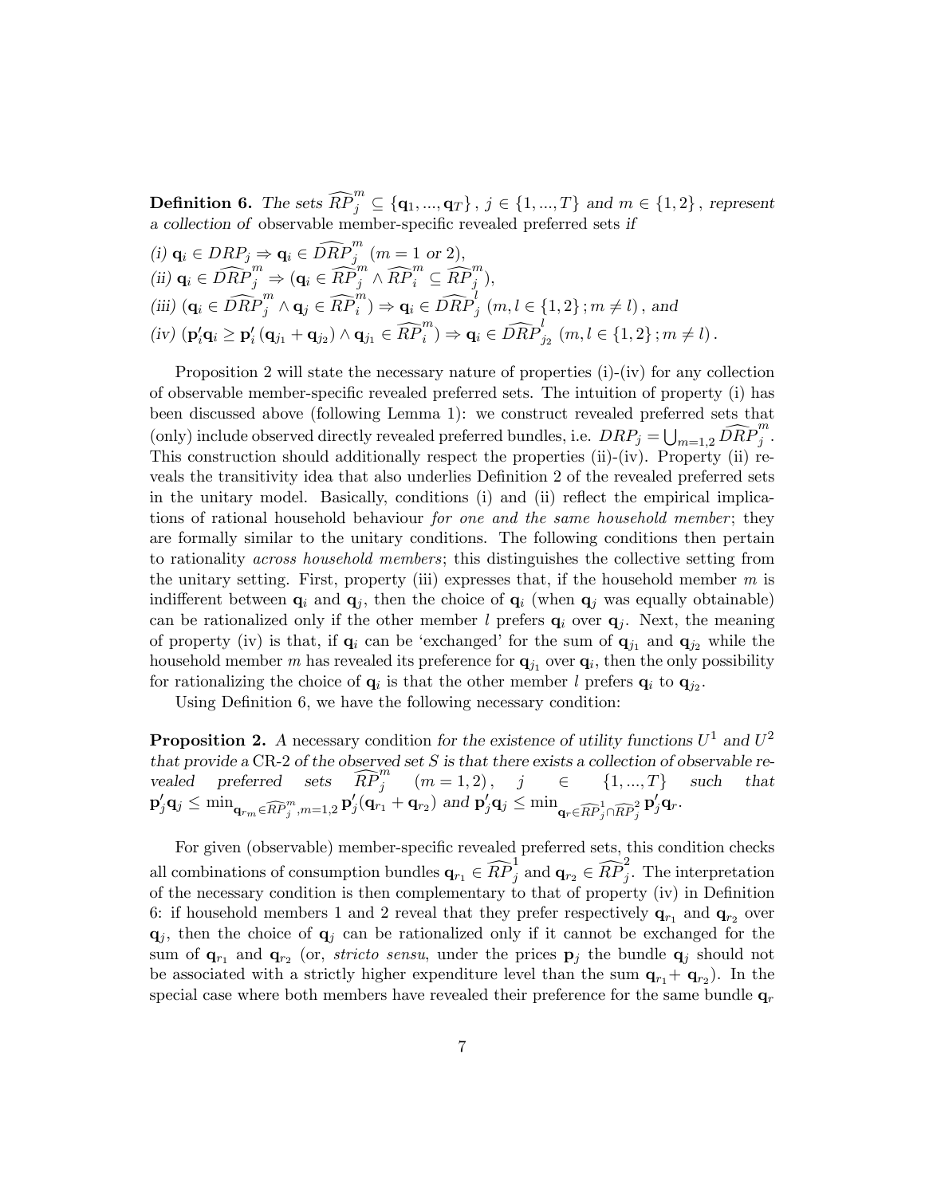**Definition 6.** *The sets* $\widehat{RP}_j^m \subseteq \{\mathbf{q}_1, ..., \mathbf{q}_T\}$, $j \in \{1, ..., T\}$ *and* $m \in \{1, 2\}$, *represent a collection of* observable member-specific revealed preferred sets *if*

*(i)* $\mathbf{q}_i \in DRP_j \Rightarrow \mathbf{q}_i \in \widehat{DRP}_j^m$ $(m = 1$ *or* $2)$,
*(ii)* $\mathbf{q}_i \in \widehat{DRP}_j^m \Rightarrow (\mathbf{q}_i \in \widehat{RP}_j^m \wedge \widehat{RP}_i^m \subseteq \widehat{RP}_j^m)$,
*(iii)* $(\mathbf{q}_i \in \widehat{DRP}_j^m \wedge \mathbf{q}_j \in \widehat{RP}_i^m) \Rightarrow \mathbf{q}_i \in \widehat{DRP}_j^l$ $(m, l \in \{1, 2\}; m \neq l)$, *and*
*(iv)* $(\mathbf{p}_i'\mathbf{q}_i \geq \mathbf{p}_i'(\mathbf{q}_{j_1} + \mathbf{q}_{j_2}) \wedge \mathbf{q}_{j_1} \in \widehat{RP}_i^m) \Rightarrow \mathbf{q}_i \in \widehat{DRP}_{j_2}^l$ $(m, l \in \{1, 2\}; m \neq l)$.

Proposition 2 will state the necessary nature of properties (i)-(iv) for any collection of observable member-specific revealed preferred sets. The intuition of property (i) has been discussed above (following Lemma 1): we construct revealed preferred sets that (only) include observed directly revealed preferred bundles, i.e. $DRP_j = \bigcup_{m=1,2} \widehat{DRP}_j^m$. This construction should additionally respect the properties (ii)-(iv). Property (ii) reveals the transitivity idea that also underlies Definition 2 of the revealed preferred sets in the unitary model. Basically, conditions (i) and (ii) reflect the empirical implications of rational household behaviour *for one and the same household member*; they are formally similar to the unitary conditions. The following conditions then pertain to rationality *across household members*; this distinguishes the collective setting from the unitary setting. First, property (iii) expresses that, if the household member $m$ is indifferent between $\mathbf{q}_i$ and $\mathbf{q}_j$, then the choice of $\mathbf{q}_i$ (when $\mathbf{q}_j$ was equally obtainable) can be rationalized only if the other member $l$ prefers $\mathbf{q}_i$ over $\mathbf{q}_j$. Next, the meaning of property (iv) is that, if $\mathbf{q}_i$ can be 'exchanged' for the sum of $\mathbf{q}_{j_1}$ and $\mathbf{q}_{j_2}$ while the household member $m$ has revealed its preference for $\mathbf{q}_{j_1}$ over $\mathbf{q}_i$, then the only possibility for rationalizing the choice of $\mathbf{q}_i$ is that the other member $l$ prefers $\mathbf{q}_i$ to $\mathbf{q}_{j_2}$.

Using Definition 6, we have the following necessary condition:

**Proposition 2.** A necessary condition *for the existence of utility functions* $U^1$ *and* $U^2$ *that provide a* CR-2 *of the observed set* $S$ *is that there exists a collection of observable revealed preferred sets* $\widehat{RP}_j^m$ $(m = 1, 2)$, $j \in \{1, ..., T\}$ *such that* $\mathbf{p}_j'\mathbf{q}_j \leq \min_{\mathbf{q}_{r_m} \in \widehat{RP}_j^m, m=1,2} \mathbf{p}_j'(\mathbf{q}_{r_1} + \mathbf{q}_{r_2})$ *and* $\mathbf{p}_j'\mathbf{q}_j \leq \min_{\mathbf{q}_r \in \widehat{RP}_j^1 \cap \widehat{RP}_j^2} \mathbf{p}_j'\mathbf{q}_r$.

For given (observable) member-specific revealed preferred sets, this condition checks all combinations of consumption bundles $\mathbf{q}_{r_1} \in \widehat{RP}_j^1$ and $\mathbf{q}_{r_2} \in \widehat{RP}_j^2$. The interpretation of the necessary condition is then complementary to that of property (iv) in Definition 6: if household members 1 and 2 reveal that they prefer respectively $\mathbf{q}_{r_1}$ and $\mathbf{q}_{r_2}$ over $\mathbf{q}_j$, then the choice of $\mathbf{q}_j$ can be rationalized only if it cannot be exchanged for the sum of $\mathbf{q}_{r_1}$ and $\mathbf{q}_{r_2}$ (or, *stricto sensu*, under the prices $\mathbf{p}_j$ the bundle $\mathbf{q}_j$ should not be associated with a strictly higher expenditure level than the sum $\mathbf{q}_{r_1} + \mathbf{q}_{r_2}$). In the special case where both members have revealed their preference for the same bundle $\mathbf{q}_r$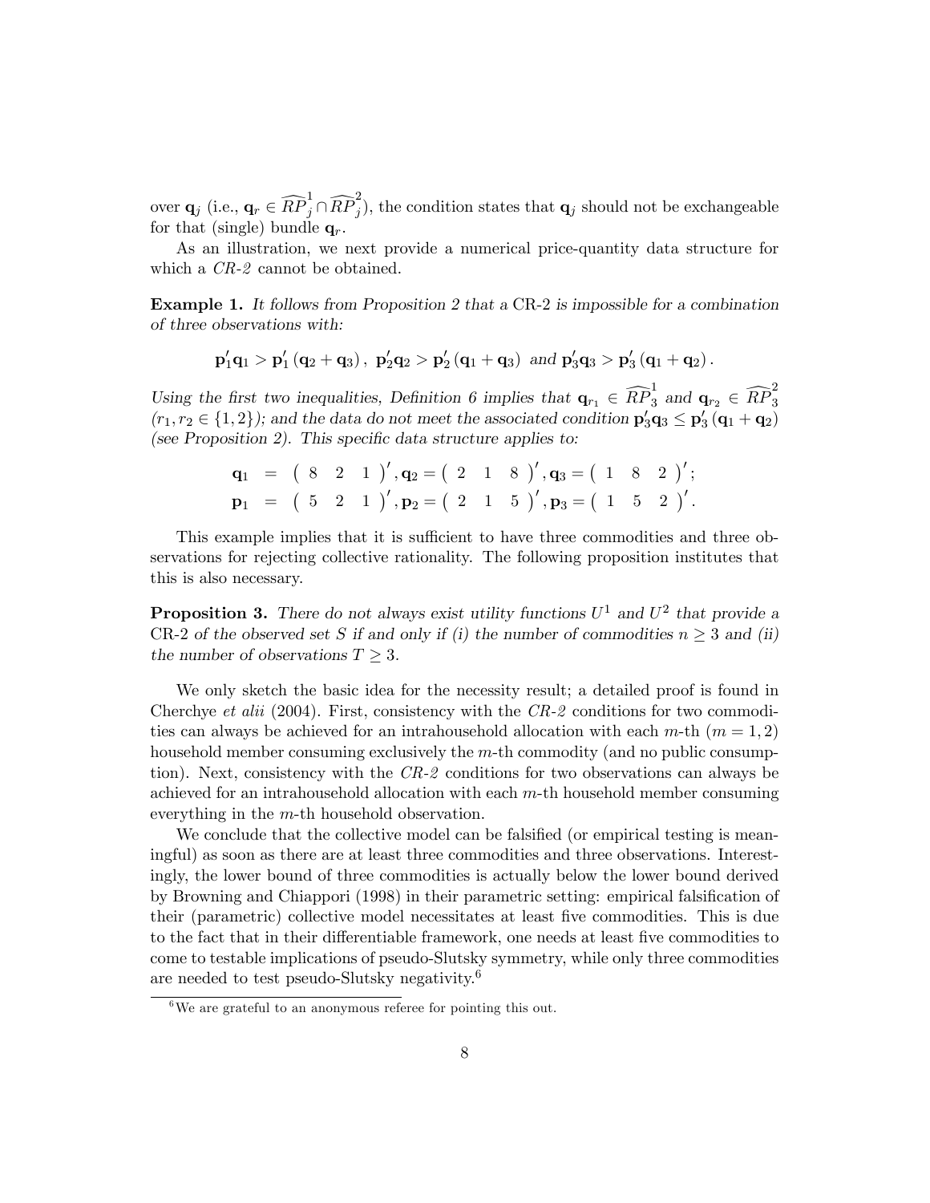over $\mathbf{q}_j$ (i.e., $\mathbf{q}_r \in \widehat{RP}_j^1 \cap \widehat{RP}_j^2$), the condition states that $\mathbf{q}_j$ should not be exchangeable for that (single) bundle $\mathbf{q}_r$.

As an illustration, we next provide a numerical price-quantity data structure for which a *CR-2* cannot be obtained.

**Example 1.** *It follows from Proposition 2 that a* CR-2 *is impossible for a combination of three observations with:*

$$\mathbf{p}_1'\mathbf{q}_1 > \mathbf{p}_1'(\mathbf{q}_2 + \mathbf{q}_3),\ \mathbf{p}_2'\mathbf{q}_2 > \mathbf{p}_2'(\mathbf{q}_1 + \mathbf{q}_3)\ \text{and}\ \mathbf{p}_3'\mathbf{q}_3 > \mathbf{p}_3'(\mathbf{q}_1 + \mathbf{q}_2).$$

*Using the first two inequalities, Definition 6 implies that $\mathbf{q}_{r_1} \in \widehat{RP}_3^1$ and $\mathbf{q}_{r_2} \in \widehat{RP}_3^2$ ($r_1, r_2 \in \{1,2\}$); and the data do not meet the associated condition $\mathbf{p}_3'\mathbf{q}_3 \leq \mathbf{p}_3'(\mathbf{q}_1 + \mathbf{q}_2)$ (see Proposition 2). This specific data structure applies to:*

$$\begin{aligned}
\mathbf{q}_1 &= \begin{pmatrix} 8 & 2 & 1 \end{pmatrix}', \mathbf{q}_2 = \begin{pmatrix} 2 & 1 & 8 \end{pmatrix}', \mathbf{q}_3 = \begin{pmatrix} 1 & 8 & 2 \end{pmatrix}'; \\
\mathbf{p}_1 &= \begin{pmatrix} 5 & 2 & 1 \end{pmatrix}', \mathbf{p}_2 = \begin{pmatrix} 2 & 1 & 5 \end{pmatrix}', \mathbf{p}_3 = \begin{pmatrix} 1 & 5 & 2 \end{pmatrix}'.
\end{aligned}$$

This example implies that it is sufficient to have three commodities and three observations for rejecting collective rationality. The following proposition institutes that this is also necessary.

**Proposition 3.** *There do not always exist utility functions $U^1$ and $U^2$ that provide a* CR-2 *of the observed set $S$ if and only if (i) the number of commodities $n \geq 3$ and (ii) the number of observations $T \geq 3$.*

We only sketch the basic idea for the necessity result; a detailed proof is found in Cherchye *et alii* (2004). First, consistency with the *CR-2* conditions for two commodities can always be achieved for an intrahousehold allocation with each $m$-th ($m = 1, 2$) household member consuming exclusively the $m$-th commodity (and no public consumption). Next, consistency with the *CR-2* conditions for two observations can always be achieved for an intrahousehold allocation with each $m$-th household member consuming everything in the $m$-th household observation.

We conclude that the collective model can be falsified (or empirical testing is meaningful) as soon as there are at least three commodities and three observations. Interestingly, the lower bound of three commodities is actually below the lower bound derived by Browning and Chiappori (1998) in their parametric setting: empirical falsification of their (parametric) collective model necessitates at least five commodities. This is due to the fact that in their differentiable framework, one needs at least five commodities to come to testable implications of pseudo-Slutsky symmetry, while only three commodities are needed to test pseudo-Slutsky negativity.[6]

[6] We are grateful to an anonymous referee for pointing this out.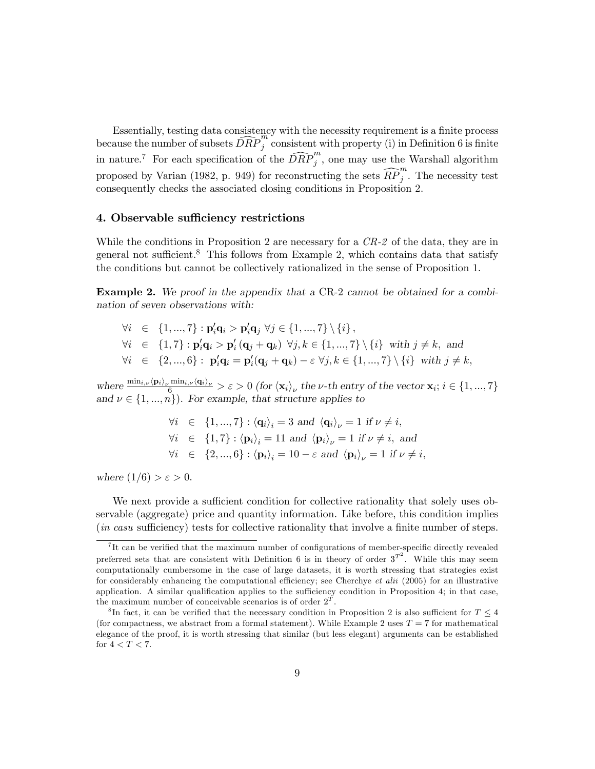Essentially, testing data consistency with the necessity requirement is a finite process because the number of subsets $\widehat{DRP}_j^m$ consistent with property (i) in Definition 6 is finite in nature.[7] For each specification of the $\widehat{DRP}_j^m$, one may use the Warshall algorithm proposed by Varian (1982, p. 949) for reconstructing the sets $\widehat{RP}_j^m$. The necessity test consequently checks the associated closing conditions in Proposition 2.

## 4. Observable sufficiency restrictions

While the conditions in Proposition 2 are necessary for a *CR-2* of the data, they are in general not sufficient.[8] This follows from Example 2, which contains data that satisfy the conditions but cannot be collectively rationalized in the sense of Proposition 1.

**Example 2.** *We proof in the appendix that a* CR-2 *cannot be obtained for a combination of seven observations with:*

$$\begin{aligned}
\forall i &\in \{1,...,7\} : \mathbf{p}_i'\mathbf{q}_i > \mathbf{p}_i'\mathbf{q}_j \ \forall j \in \{1,...,7\} \setminus \{i\}, \\
\forall i &\in \{1,7\} : \mathbf{p}_i'\mathbf{q}_i > \mathbf{p}_i'(\mathbf{q}_j + \mathbf{q}_k) \ \forall j,k \in \{1,...,7\} \setminus \{i\} \ \text{with } j \neq k, \text{ and} \\
\forall i &\in \{2,...,6\} : \ \mathbf{p}_i'\mathbf{q}_i = \mathbf{p}_i'(\mathbf{q}_j + \mathbf{q}_k) - \varepsilon \ \forall j,k \in \{1,...,7\} \setminus \{i\} \ \text{with } j \neq k,
\end{aligned}$$

*where* $\frac{\min_{i,\nu}\langle \mathbf{p}_i \rangle_\nu \min_{i,\nu}\langle \mathbf{q}_i \rangle_\nu}{6} > \varepsilon > 0$ *(for* $\langle \mathbf{x}_i \rangle_\nu$ *the* $\nu$*-th entry of the vector* $\mathbf{x}_i$*;* $i \in \{1,...,7\}$ *and* $\nu \in \{1,...,n\}$*). For example, that structure applies to*

$$\begin{aligned}
\forall i &\in \{1,...,7\} : \langle \mathbf{q}_i \rangle_i = 3 \text{ and } \langle \mathbf{q}_i \rangle_\nu = 1 \text{ if } \nu \neq i, \\
\forall i &\in \{1,7\} : \langle \mathbf{p}_i \rangle_i = 11 \text{ and } \langle \mathbf{p}_i \rangle_\nu = 1 \text{ if } \nu \neq i, \text{ and} \\
\forall i &\in \{2,...,6\} : \langle \mathbf{p}_i \rangle_i = 10 - \varepsilon \text{ and } \langle \mathbf{p}_i \rangle_\nu = 1 \text{ if } \nu \neq i,
\end{aligned}$$

*where* $(1/6) > \varepsilon > 0$.

We next provide a sufficient condition for collective rationality that solely uses observable (aggregate) price and quantity information. Like before, this condition implies (*in casu* sufficiency) tests for collective rationality that involve a finite number of steps.

[7] It can be verified that the maximum number of configurations of member-specific directly revealed preferred sets that are consistent with Definition 6 is in theory of order $3^{T^2}$. While this may seem computationally cumbersome in the case of large datasets, it is worth stressing that strategies exist for considerably enhancing the computational efficiency; see Cherchye *et alii* (2005) for an illustrative application. A similar qualification applies to the sufficiency condition in Proposition 4; in that case, the maximum number of conceivable scenarios is of order $2^{T}$.

[8] In fact, it can be verified that the necessary condition in Proposition 2 is also sufficient for $T \leq 4$ (for compactness, we abstract from a formal statement). While Example 2 uses $T = 7$ for mathematical elegance of the proof, it is worth stressing that similar (but less elegant) arguments can be established for $4 < T < 7$.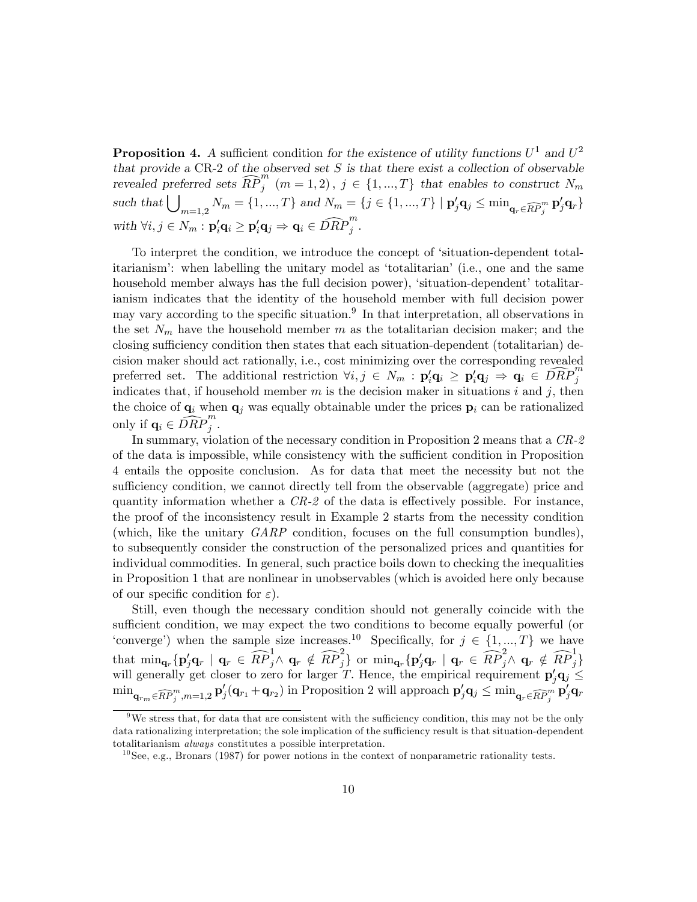**Proposition 4.** *A* sufficient condition *for the existence of utility functions $U^1$ and $U^2$ that provide a* CR-2 *of the observed set $S$ is that there exist a collection of observable revealed preferred sets $\widehat{RP}_j^m$ $(m = 1, 2)$, $j \in \{1, ..., T\}$ that enables to construct $N_m$ such that $\bigcup_{m=1,2} N_m = \{1, ..., T\}$ and $N_m = \{j \in \{1, ..., T\} \mid \mathbf{p}_j'\mathbf{q}_j \leq \min_{\mathbf{q}_r \in \widehat{RP}_j^m} \mathbf{p}_j'\mathbf{q}_r\}$ with $\forall i, j \in N_m : \mathbf{p}_i'\mathbf{q}_i \geq \mathbf{p}_i'\mathbf{q}_j \Rightarrow \mathbf{q}_i \in \widehat{DRP}_j^m$.*

To interpret the condition, we introduce the concept of 'situation-dependent totalitarianism': when labelling the unitary model as 'totalitarian' (i.e., one and the same household member always has the full decision power), 'situation-dependent' totalitarianism indicates that the identity of the household member with full decision power may vary according to the specific situation.[9] In that interpretation, all observations in the set $N_m$ have the household member $m$ as the totalitarian decision maker; and the closing sufficiency condition then states that each situation-dependent (totalitarian) decision maker should act rationally, i.e., cost minimizing over the corresponding revealed preferred set. The additional restriction $\forall i, j \in N_m : \mathbf{p}_i'\mathbf{q}_i \geq \mathbf{p}_i'\mathbf{q}_j \Rightarrow \mathbf{q}_i \in \widehat{DRP}_j^m$ indicates that, if household member $m$ is the decision maker in situations $i$ and $j$, then the choice of $\mathbf{q}_i$ when $\mathbf{q}_j$ was equally obtainable under the prices $\mathbf{p}_i$ can be rationalized only if $\mathbf{q}_i \in \widehat{DRP}_j^m$.

In summary, violation of the necessary condition in Proposition 2 means that a *CR-2* of the data is impossible, while consistency with the sufficient condition in Proposition 4 entails the opposite conclusion. As for data that meet the necessity but not the sufficiency condition, we cannot directly tell from the observable (aggregate) price and quantity information whether a *CR-2* of the data is effectively possible. For instance, the proof of the inconsistency result in Example 2 starts from the necessity condition (which, like the unitary *GARP* condition, focuses on the full consumption bundles), to subsequently consider the construction of the personalized prices and quantities for individual commodities. In general, such practice boils down to checking the inequalities in Proposition 1 that are nonlinear in unobservables (which is avoided here only because of our specific condition for $\varepsilon$).

Still, even though the necessary condition should not generally coincide with the sufficient condition, we may expect the two conditions to become equally powerful (or 'converge') when the sample size increases.[10] Specifically, for $j \in \{1, ..., T\}$ we have that $\min_{\mathbf{q}_r}\{\mathbf{p}_j'\mathbf{q}_r \mid \mathbf{q}_r \in \widehat{RP}_j^1 \wedge \mathbf{q}_r \notin \widehat{RP}_j^2\}$ or $\min_{\mathbf{q}_r}\{\mathbf{p}_j'\mathbf{q}_r \mid \mathbf{q}_r \in \widehat{RP}_j^2 \wedge \mathbf{q}_r \notin \widehat{RP}_j^1\}$ will generally get closer to zero for larger $T$. Hence, the empirical requirement $\mathbf{p}_j'\mathbf{q}_j \leq \min_{\mathbf{q}_{r_m} \in \widehat{RP}_j^m, m=1,2} \mathbf{p}_j'(\mathbf{q}_{r_1} + \mathbf{q}_{r_2})$ in Proposition 2 will approach $\mathbf{p}_j'\mathbf{q}_j \leq \min_{\mathbf{q}_r \in \widehat{RP}_j^m} \mathbf{p}_j'\mathbf{q}_r$

[9] We stress that, for data that are consistent with the sufficiency condition, this may not be the only data rationalizing interpretation; the sole implication of the sufficiency result is that situation-dependent totalitarianism *always* constitutes a possible interpretation.

[10] See, e.g., Bronars (1987) for power notions in the context of nonparametric rationality tests.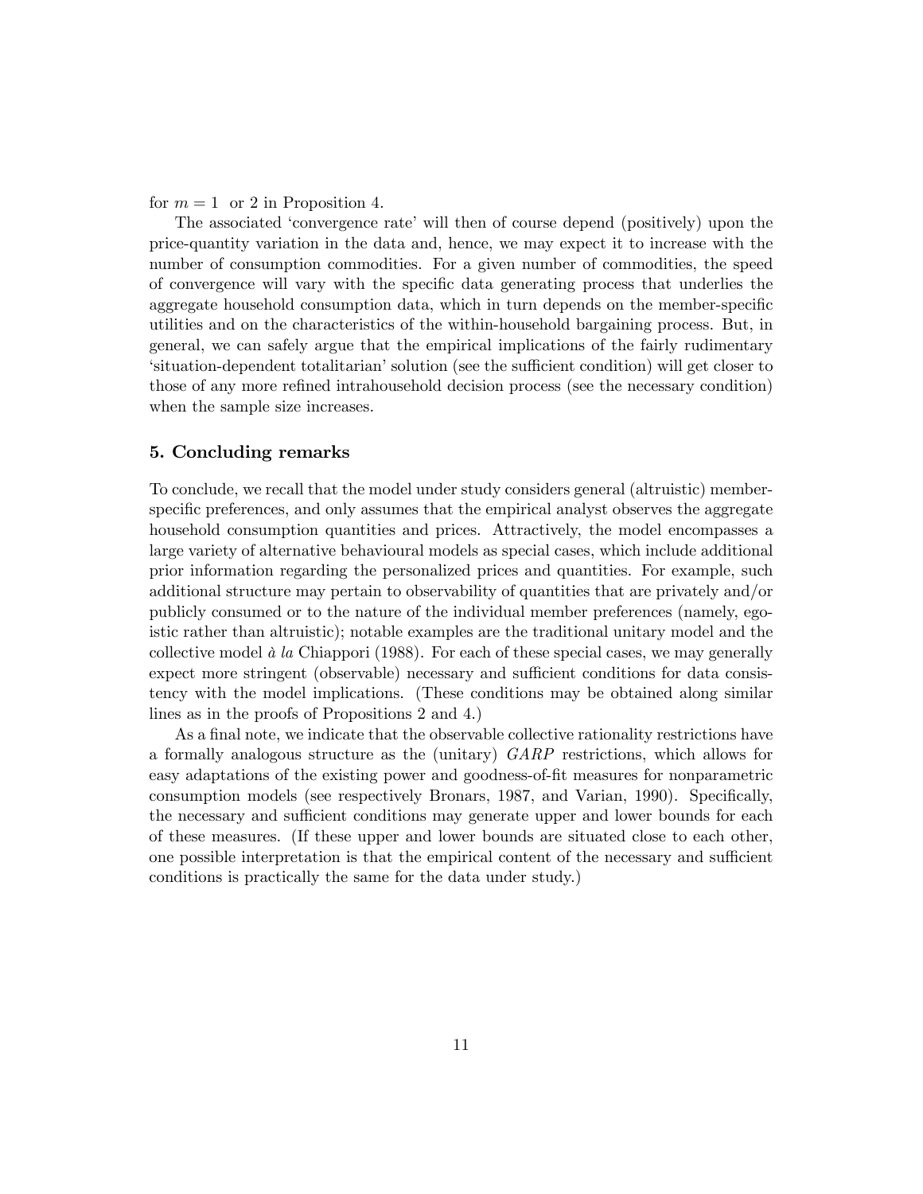for $m = 1$ or 2 in Proposition 4.

The associated 'convergence rate' will then of course depend (positively) upon the price-quantity variation in the data and, hence, we may expect it to increase with the number of consumption commodities. For a given number of commodities, the speed of convergence will vary with the specific data generating process that underlies the aggregate household consumption data, which in turn depends on the member-specific utilities and on the characteristics of the within-household bargaining process. But, in general, we can safely argue that the empirical implications of the fairly rudimentary 'situation-dependent totalitarian' solution (see the sufficient condition) will get closer to those of any more refined intrahousehold decision process (see the necessary condition) when the sample size increases.

## 5. Concluding remarks

To conclude, we recall that the model under study considers general (altruistic) member-specific preferences, and only assumes that the empirical analyst observes the aggregate household consumption quantities and prices. Attractively, the model encompasses a large variety of alternative behavioural models as special cases, which include additional prior information regarding the personalized prices and quantities. For example, such additional structure may pertain to observability of quantities that are privately and/or publicly consumed or to the nature of the individual member preferences (namely, egoistic rather than altruistic); notable examples are the traditional unitary model and the collective model *à la* Chiappori (1988). For each of these special cases, we may generally expect more stringent (observable) necessary and sufficient conditions for data consistency with the model implications. (These conditions may be obtained along similar lines as in the proofs of Propositions 2 and 4.)

As a final note, we indicate that the observable collective rationality restrictions have a formally analogous structure as the (unitary) *GARP* restrictions, which allows for easy adaptations of the existing power and goodness-of-fit measures for nonparametric consumption models (see respectively Bronars, 1987, and Varian, 1990). Specifically, the necessary and sufficient conditions may generate upper and lower bounds for each of these measures. (If these upper and lower bounds are situated close to each other, one possible interpretation is that the empirical content of the necessary and sufficient conditions is practically the same for the data under study.)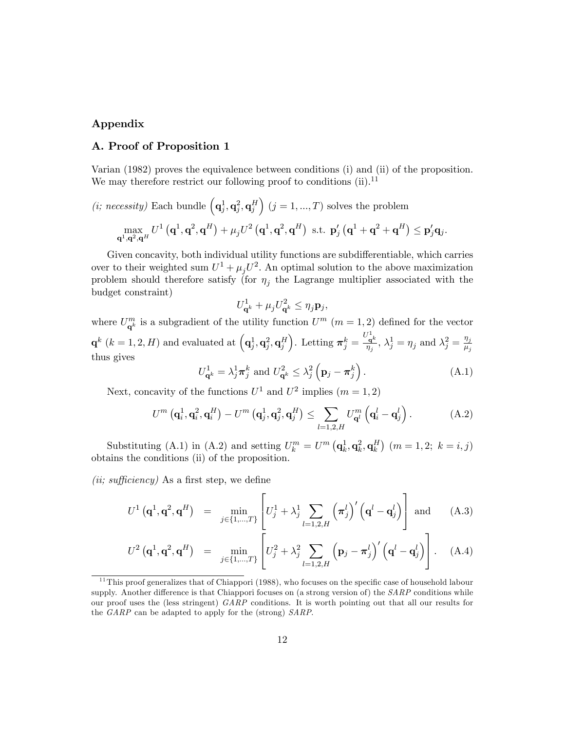## Appendix

### A. Proof of Proposition 1

Varian (1982) proves the equivalence between conditions (i) and (ii) of the proposition. We may therefore restrict our following proof to conditions (ii).[11]

*(i; necessity)* Each bundle $\left(\mathbf{q}_j^1, \mathbf{q}_j^2, \mathbf{q}_j^H\right)$ $(j = 1, ..., T)$ solves the problem

$$\max_{\mathbf{q}^1, \mathbf{q}^2, \mathbf{q}^H} U^1\left(\mathbf{q}^1, \mathbf{q}^2, \mathbf{q}^H\right) + \mu_j U^2\left(\mathbf{q}^1, \mathbf{q}^2, \mathbf{q}^H\right) \text{ s.t. } \mathbf{p}_j'\left(\mathbf{q}^1 + \mathbf{q}^2 + \mathbf{q}^H\right) \leq \mathbf{p}_j'\mathbf{q}_j.$$

Given concavity, both individual utility functions are subdifferentiable, which carries over to their weighted sum $U^1 + \mu_j U^2$. An optimal solution to the above maximization problem should therefore satisfy (for $\eta_j$ the Lagrange multiplier associated with the budget constraint)

$$U_{\mathbf{q}^k}^1 + \mu_j U_{\mathbf{q}^k}^2 \leq \eta_j \mathbf{p}_j,$$

where $U_{\mathbf{q}^k}^m$ is a subgradient of the utility function $U^m$ $(m = 1, 2)$ defined for the vector $\mathbf{q}^k$ $(k = 1, 2, H)$ and evaluated at $\left(\mathbf{q}_j^1, \mathbf{q}_j^2, \mathbf{q}_j^H\right)$. Letting $\boldsymbol{\pi}_j^k = \frac{U_{\mathbf{q}^k}^1}{\eta_j}$, $\lambda_j^1 = \eta_j$ and $\lambda_j^2 = \frac{\eta_j}{\mu_j}$ thus gives

$$U_{\mathbf{q}^k}^1 = \lambda_j^1 \boldsymbol{\pi}_j^k \text{ and } U_{\mathbf{q}^k}^2 \leq \lambda_j^2\left(\mathbf{p}_j - \boldsymbol{\pi}_j^k\right). \tag{A.1}$$

Next, concavity of the functions $U^1$ and $U^2$ implies $(m = 1, 2)$

$$U^m\left(\mathbf{q}_i^1, \mathbf{q}_i^2, \mathbf{q}_i^H\right) - U^m\left(\mathbf{q}_j^1, \mathbf{q}_j^2, \mathbf{q}_j^H\right) \leq \sum_{l=1,2,H} U_{\mathbf{q}^l}^m\left(\mathbf{q}_i^l - \mathbf{q}_j^l\right). \tag{A.2}$$

Substituting (A.1) in (A.2) and setting $U_k^m = U^m\left(\mathbf{q}_k^1, \mathbf{q}_k^2, \mathbf{q}_k^H\right)$ $(m = 1, 2;\ k = i, j)$ obtains the conditions (ii) of the proposition.

*(ii; sufficiency)* As a first step, we define

$$U^1\left(\mathbf{q}^1, \mathbf{q}^2, \mathbf{q}^H\right) = \min_{j \in \{1, \ldots, T\}}\left[U_j^1 + \lambda_j^1 \sum_{l=1,2,H}\left(\boldsymbol{\pi}_j^l\right)'\left(\mathbf{q}^l - \mathbf{q}_j^l\right)\right] \text{ and} \tag{A.3}$$

$$U^2\left(\mathbf{q}^1, \mathbf{q}^2, \mathbf{q}^H\right) = \min_{j \in \{1, \ldots, T\}}\left[U_j^2 + \lambda_j^2 \sum_{l=1,2,H}\left(\mathbf{p}_j - \boldsymbol{\pi}_j^l\right)'\left(\mathbf{q}^l - \mathbf{q}_j^l\right)\right]. \tag{A.4}$$

[11] This proof generalizes that of Chiappori (1988), who focuses on the specific case of household labour supply. Another difference is that Chiappori focuses on (a strong version of) the *SARP* conditions while our proof uses the (less stringent) *GARP* conditions. It is worth pointing out that all our results for the *GARP* can be adapted to apply for the (strong) *SARP*.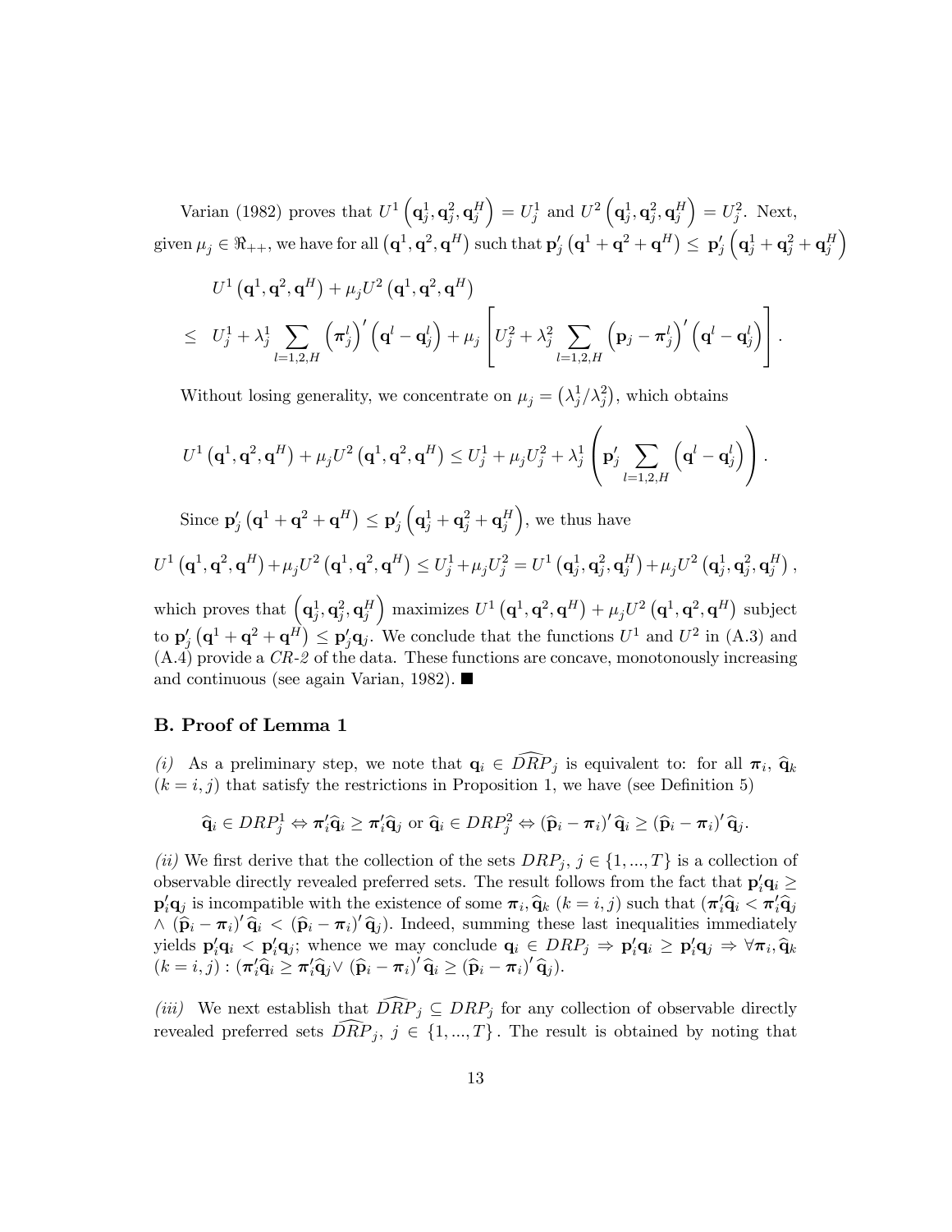Varian (1982) proves that $U^1\left(\mathbf{q}_j^1, \mathbf{q}_j^2, \mathbf{q}_j^H\right) = U_j^1$ and $U^2\left(\mathbf{q}_j^1, \mathbf{q}_j^2, \mathbf{q}_j^H\right) = U_j^2$. Next, given $\mu_j \in \Re_{++}$, we have for all $\left(\mathbf{q}^1, \mathbf{q}^2, \mathbf{q}^H\right)$ such that $\mathbf{p}_j'\left(\mathbf{q}^1 + \mathbf{q}^2 + \mathbf{q}^H\right) \leq \mathbf{p}_j'\left(\mathbf{q}_j^1 + \mathbf{q}_j^2 + \mathbf{q}_j^H\right)$

$$
\begin{aligned}
& U^1\left(\mathbf{q}^1, \mathbf{q}^2, \mathbf{q}^H\right) + \mu_j U^2\left(\mathbf{q}^1, \mathbf{q}^2, \mathbf{q}^H\right) \\
\leq \; & U_j^1 + \lambda_j^1 \sum_{l=1,2,H} \left(\boldsymbol{\pi}_j^l\right)'\left(\mathbf{q}^l - \mathbf{q}_j^l\right) + \mu_j \left[U_j^2 + \lambda_j^2 \sum_{l=1,2,H} \left(\mathbf{p}_j - \boldsymbol{\pi}_j^l\right)'\left(\mathbf{q}^l - \mathbf{q}_j^l\right)\right].
\end{aligned}
$$

Without losing generality, we concentrate on $\mu_j = \left(\lambda_j^1/\lambda_j^2\right)$, which obtains

$$
U^1\left(\mathbf{q}^1, \mathbf{q}^2, \mathbf{q}^H\right) + \mu_j U^2\left(\mathbf{q}^1, \mathbf{q}^2, \mathbf{q}^H\right) \leq U_j^1 + \mu_j U_j^2 + \lambda_j^1 \left(\mathbf{p}_j' \sum_{l=1,2,H} \left(\mathbf{q}^l - \mathbf{q}_j^l\right)\right).
$$

Since $\mathbf{p}_j'\left(\mathbf{q}^1 + \mathbf{q}^2 + \mathbf{q}^H\right) \leq \mathbf{p}_j'\left(\mathbf{q}_j^1 + \mathbf{q}_j^2 + \mathbf{q}_j^H\right)$, we thus have

$$
U^1\left(\mathbf{q}^1, \mathbf{q}^2, \mathbf{q}^H\right) + \mu_j U^2\left(\mathbf{q}^1, \mathbf{q}^2, \mathbf{q}^H\right) \leq U_j^1 + \mu_j U_j^2 = U^1\left(\mathbf{q}_j^1, \mathbf{q}_j^2, \mathbf{q}_j^H\right) + \mu_j U^2\left(\mathbf{q}_j^1, \mathbf{q}_j^2, \mathbf{q}_j^H\right),
$$

which proves that $\left(\mathbf{q}_j^1, \mathbf{q}_j^2, \mathbf{q}_j^H\right)$ maximizes $U^1\left(\mathbf{q}^1, \mathbf{q}^2, \mathbf{q}^H\right) + \mu_j U^2\left(\mathbf{q}^1, \mathbf{q}^2, \mathbf{q}^H\right)$ subject to $\mathbf{p}_j'\left(\mathbf{q}^1 + \mathbf{q}^2 + \mathbf{q}^H\right) \leq \mathbf{p}_j'\mathbf{q}_j$. We conclude that the functions $U^1$ and $U^2$ in (A.3) and (A.4) provide a *CR-2* of the data. These functions are concave, monotonously increasing and continuous (see again Varian, 1982). ■

## B. Proof of Lemma 1

*(i)* As a preliminary step, we note that $\mathbf{q}_i \in \widehat{DRP}_j$ is equivalent to: for all $\boldsymbol{\pi}_i$, $\widehat{\mathbf{q}}_k$ $(k = i, j)$ that satisfy the restrictions in Proposition 1, we have (see Definition 5)

$$
\widehat{\mathbf{q}}_i \in DRP_j^1 \Leftrightarrow \boldsymbol{\pi}_i'\widehat{\mathbf{q}}_i \geq \boldsymbol{\pi}_i'\widehat{\mathbf{q}}_j \text{ or } \widehat{\mathbf{q}}_i \in DRP_j^2 \Leftrightarrow \left(\widehat{\mathbf{p}}_i - \boldsymbol{\pi}_i\right)'\widehat{\mathbf{q}}_i \geq \left(\widehat{\mathbf{p}}_i - \boldsymbol{\pi}_i\right)'\widehat{\mathbf{q}}_j.
$$

*(ii)* We first derive that the collection of the sets $DRP_j$, $j \in \{1, ..., T\}$ is a collection of observable directly revealed preferred sets. The result follows from the fact that $\mathbf{p}_i'\mathbf{q}_i \geq \mathbf{p}_i'\mathbf{q}_j$ is incompatible with the existence of some $\boldsymbol{\pi}_i, \widehat{\mathbf{q}}_k$ $(k = i, j)$ such that $(\boldsymbol{\pi}_i'\widehat{\mathbf{q}}_i < \boldsymbol{\pi}_i'\widehat{\mathbf{q}}_j$ $\wedge$ $\left(\widehat{\mathbf{p}}_i - \boldsymbol{\pi}_i\right)'\widehat{\mathbf{q}}_i < \left(\widehat{\mathbf{p}}_i - \boldsymbol{\pi}_i\right)'\widehat{\mathbf{q}}_j)$. Indeed, summing these last inequalities immediately yields $\mathbf{p}_i'\mathbf{q}_i < \mathbf{p}_i'\mathbf{q}_j$; whence we may conclude $\mathbf{q}_i \in DRP_j \Rightarrow \mathbf{p}_i'\mathbf{q}_i \geq \mathbf{p}_i'\mathbf{q}_j \Rightarrow \forall \boldsymbol{\pi}_i, \widehat{\mathbf{q}}_k$ $(k = i, j) : (\boldsymbol{\pi}_i'\widehat{\mathbf{q}}_i \geq \boldsymbol{\pi}_i'\widehat{\mathbf{q}}_j \vee \left(\widehat{\mathbf{p}}_i - \boldsymbol{\pi}_i\right)'\widehat{\mathbf{q}}_i \geq \left(\widehat{\mathbf{p}}_i - \boldsymbol{\pi}_i\right)'\widehat{\mathbf{q}}_j)$.

*(iii)* We next establish that $\widehat{DRP}_j \subseteq DRP_j$ for any collection of observable directly revealed preferred sets $\widehat{DRP}_j$, $j \in \{1, ..., T\}$. The result is obtained by noting that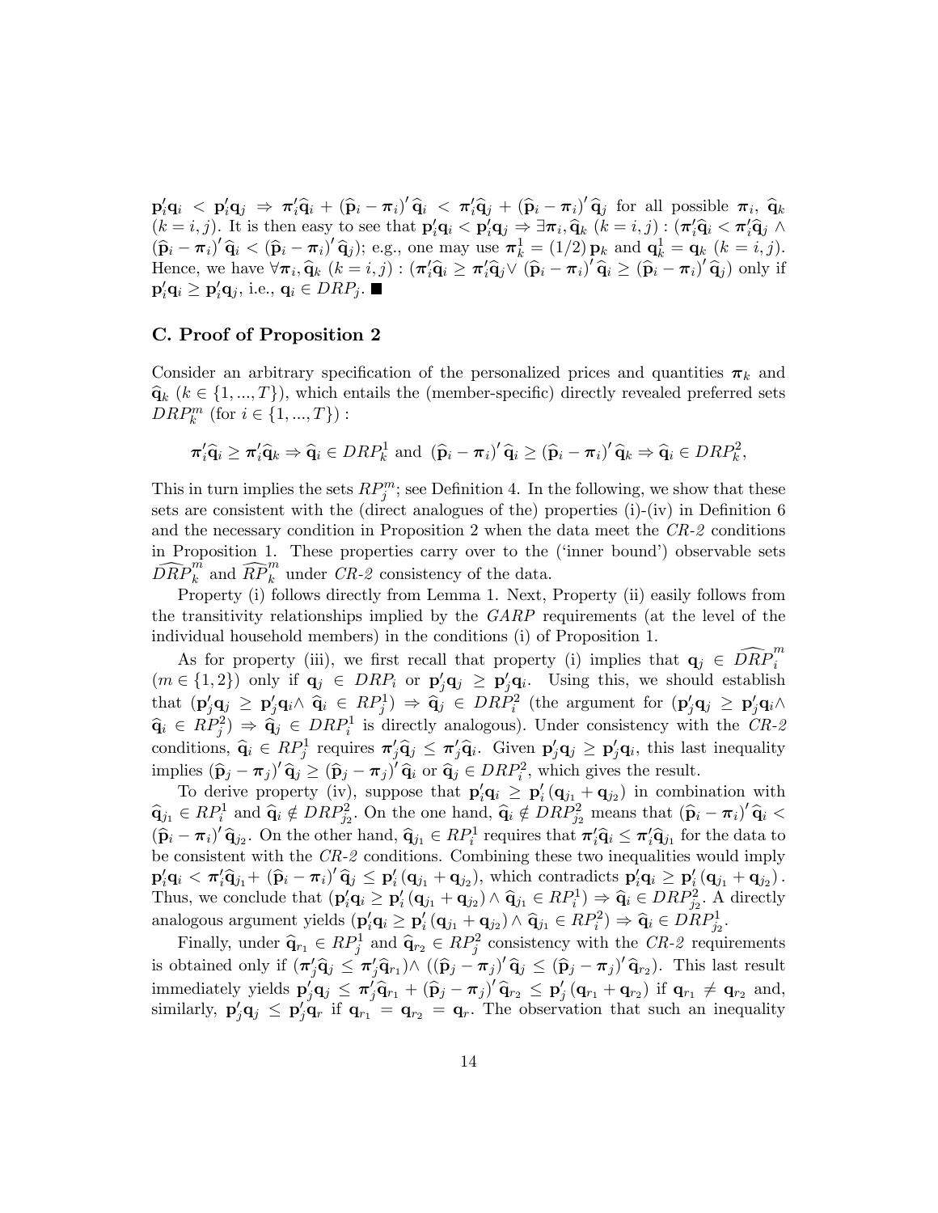$\mathbf{p}_i'\mathbf{q}_i < \mathbf{p}_i'\mathbf{q}_j \Rightarrow \boldsymbol{\pi}_i'\widehat{\mathbf{q}}_i + (\widehat{\mathbf{p}}_i - \boldsymbol{\pi}_i)'\widehat{\mathbf{q}}_i < \boldsymbol{\pi}_i'\widehat{\mathbf{q}}_j + (\widehat{\mathbf{p}}_i - \boldsymbol{\pi}_i)'\widehat{\mathbf{q}}_j$ for all possible $\boldsymbol{\pi}_i$, $\widehat{\mathbf{q}}_k$ $(k = i, j)$. It is then easy to see that $\mathbf{p}_i'\mathbf{q}_i < \mathbf{p}_i'\mathbf{q}_j \Rightarrow \exists \boldsymbol{\pi}_i, \widehat{\mathbf{q}}_k$ $(k = i, j) : (\boldsymbol{\pi}_i'\widehat{\mathbf{q}}_i < \boldsymbol{\pi}_i'\widehat{\mathbf{q}}_j \wedge (\widehat{\mathbf{p}}_i - \boldsymbol{\pi}_i)'\widehat{\mathbf{q}}_i < (\widehat{\mathbf{p}}_i - \boldsymbol{\pi}_i)'\widehat{\mathbf{q}}_j)$; e.g., one may use $\boldsymbol{\pi}_k^1 = (1/2)\,\mathbf{p}_k$ and $\mathbf{q}_k^1 = \mathbf{q}_k$ $(k = i, j)$. Hence, we have $\forall \boldsymbol{\pi}_i, \widehat{\mathbf{q}}_k$ $(k = i, j) : (\boldsymbol{\pi}_i'\widehat{\mathbf{q}}_i \geq \boldsymbol{\pi}_i'\widehat{\mathbf{q}}_j \vee (\widehat{\mathbf{p}}_i - \boldsymbol{\pi}_i)'\widehat{\mathbf{q}}_i \geq (\widehat{\mathbf{p}}_i - \boldsymbol{\pi}_i)'\widehat{\mathbf{q}}_j)$ only if $\mathbf{p}_i'\mathbf{q}_i \geq \mathbf{p}_i'\mathbf{q}_j$, i.e., $\mathbf{q}_i \in DRP_j$. ■

## C. Proof of Proposition 2

Consider an arbitrary specification of the personalized prices and quantities $\boldsymbol{\pi}_k$ and $\widehat{\mathbf{q}}_k$ $(k \in \{1, ..., T\})$, which entails the (member-specific) directly revealed preferred sets $DRP_k^m$ (for $i \in \{1, ..., T\}$) :

$$\boldsymbol{\pi}_i'\widehat{\mathbf{q}}_i \geq \boldsymbol{\pi}_i'\widehat{\mathbf{q}}_k \Rightarrow \widehat{\mathbf{q}}_i \in DRP_k^1 \text{ and } (\widehat{\mathbf{p}}_i - \boldsymbol{\pi}_i)'\widehat{\mathbf{q}}_i \geq (\widehat{\mathbf{p}}_i - \boldsymbol{\pi}_i)'\widehat{\mathbf{q}}_k \Rightarrow \widehat{\mathbf{q}}_i \in DRP_k^2,$$

This in turn implies the sets $RP_j^m$; see Definition 4. In the following, we show that these sets are consistent with the (direct analogues of the) properties (i)-(iv) in Definition 6 and the necessary condition in Proposition 2 when the data meet the *CR-2* conditions in Proposition 1. These properties carry over to the ('inner bound') observable sets $\widehat{DRP}_k^m$ and $\widehat{RP}_k^m$ under *CR-2* consistency of the data.

Property (i) follows directly from Lemma 1. Next, Property (ii) easily follows from the transitivity relationships implied by the *GARP* requirements (at the level of the individual household members) in the conditions (i) of Proposition 1.

As for property (iii), we first recall that property (i) implies that $\mathbf{q}_j \in \widehat{DRP}_i^m$ $(m \in \{1, 2\})$ only if $\mathbf{q}_j \in DRP_i$ or $\mathbf{p}_j'\mathbf{q}_j \geq \mathbf{p}_j'\mathbf{q}_i$. Using this, we should establish that $(\mathbf{p}_j'\mathbf{q}_j \geq \mathbf{p}_j'\mathbf{q}_i \wedge \widehat{\mathbf{q}}_i \in RP_j^1) \Rightarrow \widehat{\mathbf{q}}_j \in DRP_i^2$ (the argument for $(\mathbf{p}_j'\mathbf{q}_j \geq \mathbf{p}_j'\mathbf{q}_i \wedge \widehat{\mathbf{q}}_i \in RP_j^2) \Rightarrow \widehat{\mathbf{q}}_j \in DRP_i^1$ is directly analogous). Under consistency with the *CR-2* conditions, $\widehat{\mathbf{q}}_i \in RP_j^1$ requires $\boldsymbol{\pi}_j'\widehat{\mathbf{q}}_j \leq \boldsymbol{\pi}_j'\widehat{\mathbf{q}}_i$. Given $\mathbf{p}_j'\mathbf{q}_j \geq \mathbf{p}_j'\mathbf{q}_i$, this last inequality implies $(\widehat{\mathbf{p}}_j - \boldsymbol{\pi}_j)'\widehat{\mathbf{q}}_j \geq (\widehat{\mathbf{p}}_j - \boldsymbol{\pi}_j)'\widehat{\mathbf{q}}_i$ or $\widehat{\mathbf{q}}_j \in DRP_i^2$, which gives the result.

To derive property (iv), suppose that $\mathbf{p}_i'\mathbf{q}_i \geq \mathbf{p}_i'(\mathbf{q}_{j_1} + \mathbf{q}_{j_2})$ in combination with $\widehat{\mathbf{q}}_{j_1} \in RP_i^1$ and $\widehat{\mathbf{q}}_i \notin DRP_{j_2}^2$. On the one hand, $\widehat{\mathbf{q}}_i \notin DRP_{j_2}^2$ means that $(\widehat{\mathbf{p}}_i - \boldsymbol{\pi}_i)'\widehat{\mathbf{q}}_i < (\widehat{\mathbf{p}}_i - \boldsymbol{\pi}_i)'\widehat{\mathbf{q}}_{j_2}$. On the other hand, $\widehat{\mathbf{q}}_{j_1} \in RP_i^1$ requires that $\boldsymbol{\pi}_i'\widehat{\mathbf{q}}_i \leq \boldsymbol{\pi}_i'\widehat{\mathbf{q}}_{j_1}$ for the data to be consistent with the *CR-2* conditions. Combining these two inequalities would imply $\mathbf{p}_i'\mathbf{q}_i < \boldsymbol{\pi}_i'\widehat{\mathbf{q}}_{j_1} + (\widehat{\mathbf{p}}_i - \boldsymbol{\pi}_i)'\widehat{\mathbf{q}}_j \leq \mathbf{p}_i'(\mathbf{q}_{j_1} + \mathbf{q}_{j_2})$, which contradicts $\mathbf{p}_i'\mathbf{q}_i \geq \mathbf{p}_i'(\mathbf{q}_{j_1} + \mathbf{q}_{j_2})$. Thus, we conclude that $(\mathbf{p}_i'\mathbf{q}_i \geq \mathbf{p}_i'(\mathbf{q}_{j_1} + \mathbf{q}_{j_2}) \wedge \widehat{\mathbf{q}}_{j_1} \in RP_i^1) \Rightarrow \widehat{\mathbf{q}}_i \in DRP_{j_2}^2$. A directly analogous argument yields $(\mathbf{p}_i'\mathbf{q}_i \geq \mathbf{p}_i'(\mathbf{q}_{j_1} + \mathbf{q}_{j_2}) \wedge \widehat{\mathbf{q}}_{j_1} \in RP_i^2) \Rightarrow \widehat{\mathbf{q}}_i \in DRP_{j_2}^1$.

Finally, under $\widehat{\mathbf{q}}_{r_1} \in RP_j^1$ and $\widehat{\mathbf{q}}_{r_2} \in RP_j^2$ consistency with the *CR-2* requirements is obtained only if $(\boldsymbol{\pi}_j'\widehat{\mathbf{q}}_j \leq \boldsymbol{\pi}_j'\widehat{\mathbf{q}}_{r_1}) \wedge ((\widehat{\mathbf{p}}_j - \boldsymbol{\pi}_j)'\widehat{\mathbf{q}}_j \leq (\widehat{\mathbf{p}}_j - \boldsymbol{\pi}_j)'\widehat{\mathbf{q}}_{r_2})$. This last result immediately yields $\mathbf{p}_j'\mathbf{q}_j \leq \boldsymbol{\pi}_j'\widehat{\mathbf{q}}_{r_1} + (\widehat{\mathbf{p}}_j - \boldsymbol{\pi}_j)'\widehat{\mathbf{q}}_{r_2} \leq \mathbf{p}_j'(\mathbf{q}_{r_1} + \mathbf{q}_{r_2})$ if $\mathbf{q}_{r_1} \neq \mathbf{q}_{r_2}$ and, similarly, $\mathbf{p}_j'\mathbf{q}_j \leq \mathbf{p}_j'\mathbf{q}_r$ if $\mathbf{q}_{r_1} = \mathbf{q}_{r_2} = \mathbf{q}_r$. The observation that such an inequality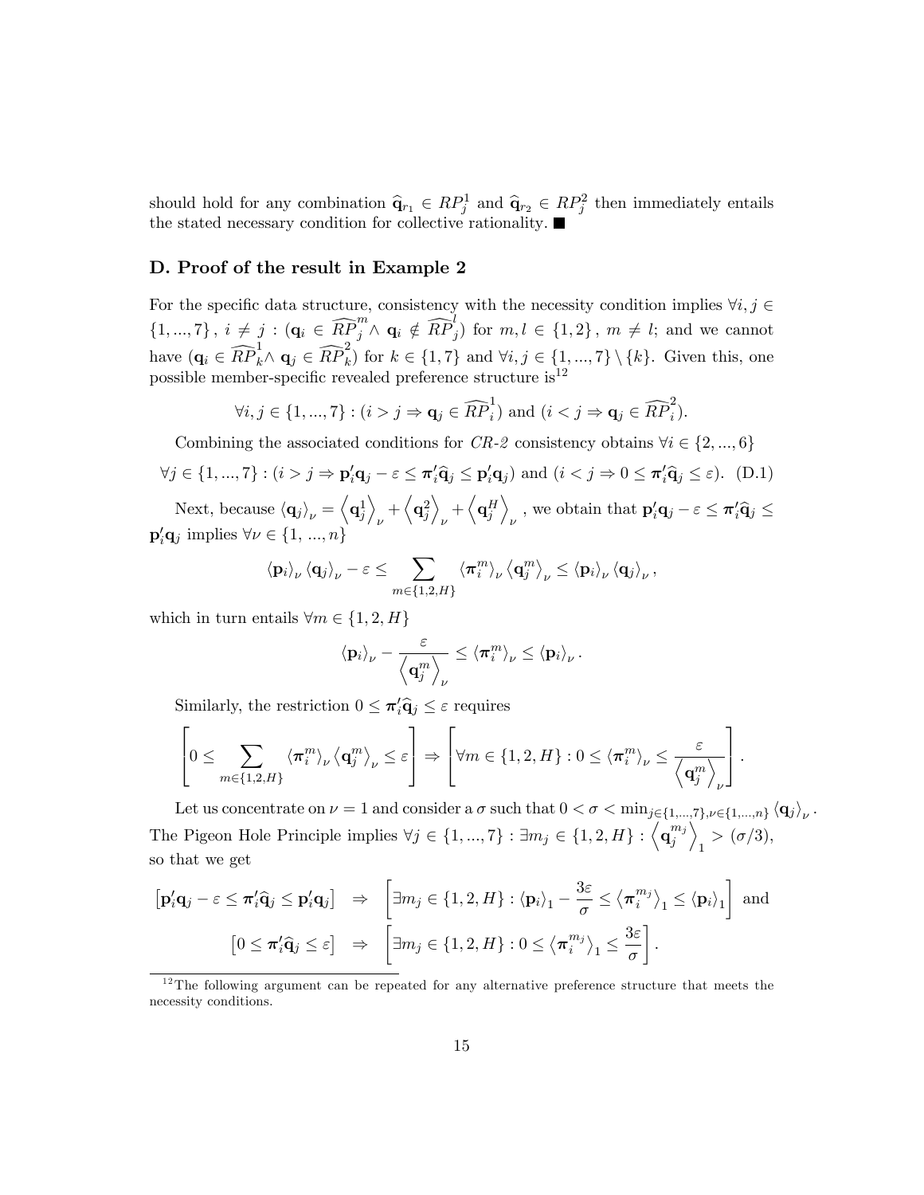should hold for any combination $\widehat{\mathbf{q}}_{r_1} \in RP^1_j$ and $\widehat{\mathbf{q}}_{r_2} \in RP^2_j$ then immediately entails the stated necessary condition for collective rationality. ■

## D. Proof of the result in Example 2

For the specific data structure, consistency with the necessity condition implies $\forall i, j \in \{1, ..., 7\},\ i \neq j : (\mathbf{q}_i \in \widehat{RP}^m_j \wedge \mathbf{q}_i \notin \widehat{RP}^l_j)$ for $m, l \in \{1, 2\}$, $m \neq l$; and we cannot have $(\mathbf{q}_i \in \widehat{RP}^1_k \wedge \mathbf{q}_j \in \widehat{RP}^2_k)$ for $k \in \{1, 7\}$ and $\forall i, j \in \{1, ..., 7\} \setminus \{k\}$. Given this, one possible member-specific revealed preference structure is[12]

$$\forall i, j \in \{1, ..., 7\} : (i > j \Rightarrow \mathbf{q}_j \in \widehat{RP}^1_i) \text{ and } (i < j \Rightarrow \mathbf{q}_j \in \widehat{RP}^2_i).$$

Combining the associated conditions for *CR-2* consistency obtains $\forall i \in \{2, ..., 6\}$

$$\forall j \in \{1, ..., 7\} : (i > j \Rightarrow \mathbf{p}'_i\mathbf{q}_j - \varepsilon \leq \boldsymbol{\pi}'_i\widehat{\mathbf{q}}_j \leq \mathbf{p}'_i\mathbf{q}_j) \text{ and } (i < j \Rightarrow 0 \leq \boldsymbol{\pi}'_i\widehat{\mathbf{q}}_j \leq \varepsilon). \quad \text{(D.1)}$$

Next, because $\langle \mathbf{q}_j \rangle_\nu = \left\langle \mathbf{q}^1_j \right\rangle_\nu + \left\langle \mathbf{q}^2_j \right\rangle_\nu + \left\langle \mathbf{q}^H_j \right\rangle_\nu$, we obtain that $\mathbf{p}'_i\mathbf{q}_j - \varepsilon \leq \boldsymbol{\pi}'_i\widehat{\mathbf{q}}_j \leq \mathbf{p}'_i\mathbf{q}_j$ implies $\forall \nu \in \{1, ..., n\}$

$$\langle \mathbf{p}_i \rangle_\nu \langle \mathbf{q}_j \rangle_\nu - \varepsilon \leq \sum_{m \in \{1,2,H\}} \langle \boldsymbol{\pi}^m_i \rangle_\nu \left\langle \mathbf{q}^m_j \right\rangle_\nu \leq \langle \mathbf{p}_i \rangle_\nu \langle \mathbf{q}_j \rangle_\nu ,$$

which in turn entails $\forall m \in \{1, 2, H\}$

$$\langle \mathbf{p}_i \rangle_\nu - \frac{\varepsilon}{\left\langle \mathbf{q}^m_j \right\rangle_\nu} \leq \langle \boldsymbol{\pi}^m_i \rangle_\nu \leq \langle \mathbf{p}_i \rangle_\nu .$$

Similarly, the restriction $0 \leq \boldsymbol{\pi}'_i\widehat{\mathbf{q}}_j \leq \varepsilon$ requires

$$\left[ 0 \leq \sum_{m \in \{1,2,H\}} \langle \boldsymbol{\pi}^m_i \rangle_\nu \left\langle \mathbf{q}^m_j \right\rangle_\nu \leq \varepsilon \right] \Rightarrow \left[ \forall m \in \{1, 2, H\} : 0 \leq \langle \boldsymbol{\pi}^m_i \rangle_\nu \leq \frac{\varepsilon}{\left\langle \mathbf{q}^m_j \right\rangle_\nu} \right].$$

Let us concentrate on $\nu = 1$ and consider a $\sigma$ such that $0 < \sigma < \min_{j \in \{1,...,7\}, \nu \in \{1,...,n\}} \langle \mathbf{q}_j \rangle_\nu$. The Pigeon Hole Principle implies $\forall j \in \{1, ..., 7\} : \exists m_j \in \{1, 2, H\} : \left\langle \mathbf{q}^{m_j}_j \right\rangle_1 > (\sigma/3)$, so that we get

$$\left[ \mathbf{p}'_i\mathbf{q}_j - \varepsilon \leq \boldsymbol{\pi}'_i\widehat{\mathbf{q}}_j \leq \mathbf{p}'_i\mathbf{q}_j \right] \Rightarrow \left[ \exists m_j \in \{1, 2, H\} : \langle \mathbf{p}_i \rangle_1 - \frac{3\varepsilon}{\sigma} \leq \left\langle \boldsymbol{\pi}^{m_j}_i \right\rangle_1 \leq \langle \mathbf{p}_i \rangle_1 \right] \text{ and}$$

$$\left[ 0 \leq \boldsymbol{\pi}'_i\widehat{\mathbf{q}}_j \leq \varepsilon \right] \Rightarrow \left[ \exists m_j \in \{1, 2, H\} : 0 \leq \left\langle \boldsymbol{\pi}^{m_j}_i \right\rangle_1 \leq \frac{3\varepsilon}{\sigma} \right].$$

[12] The following argument can be repeated for any alternative preference structure that meets the necessity conditions.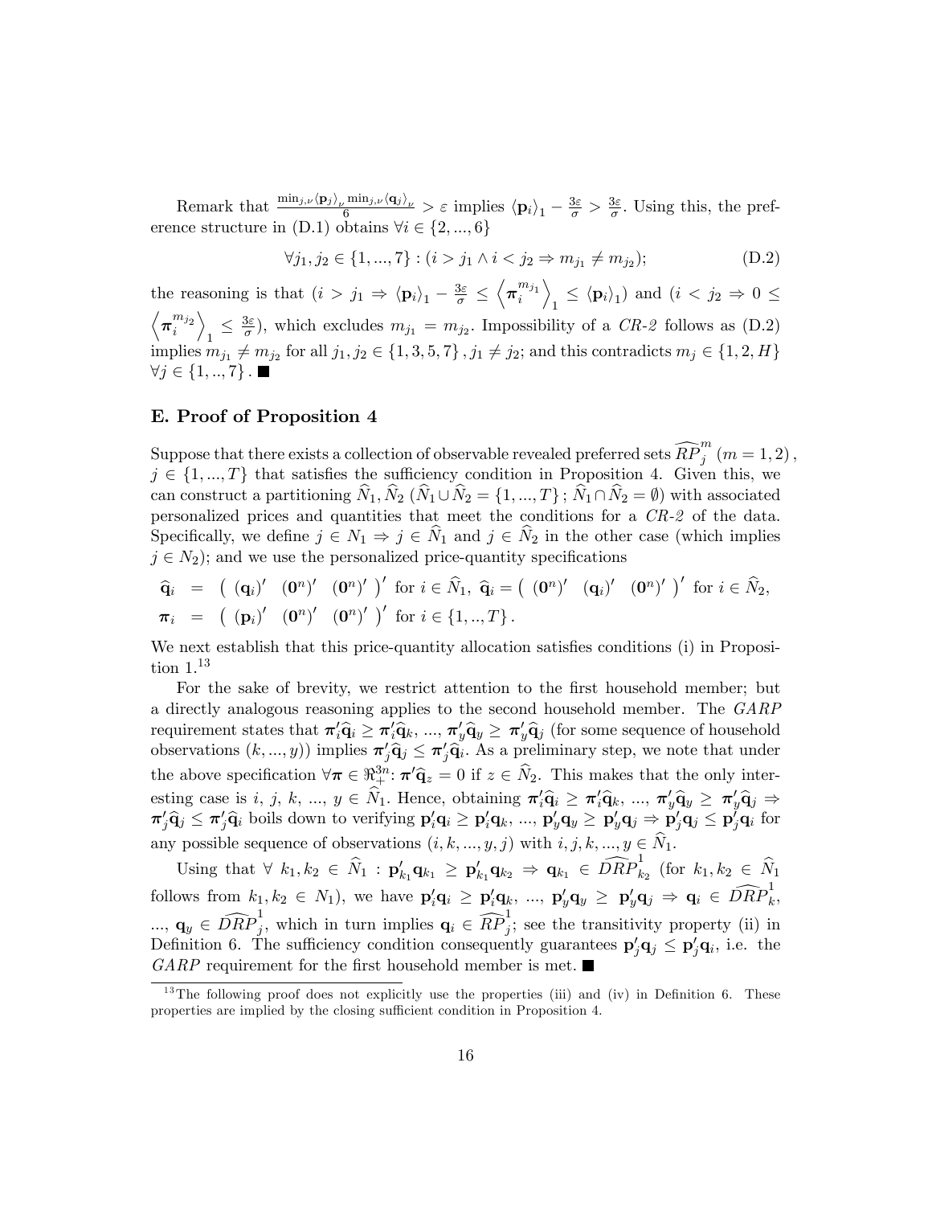Remark that $\frac{\min_{j,\nu}\langle \mathbf{p}_j\rangle_\nu \min_{j,\nu}\langle \mathbf{q}_j\rangle_\nu}{6} > \varepsilon$ implies $\langle \mathbf{p}_i\rangle_1 - \frac{3\varepsilon}{\sigma} > \frac{3\varepsilon}{\sigma}$. Using this, the preference structure in (D.1) obtains $\forall i \in \{2, ..., 6\}$

$$\forall j_1, j_2 \in \{1, ..., 7\} : (i > j_1 \wedge i < j_2 \Rightarrow m_{j_1} \neq m_{j_2}); \tag{D.2}$$

the reasoning is that $(i > j_1 \Rightarrow \langle \mathbf{p}_i\rangle_1 - \frac{3\varepsilon}{\sigma} \leq \left\langle \boldsymbol{\pi}_i^{m_{j_1}} \right\rangle_1 \leq \langle \mathbf{p}_i\rangle_1)$ and $(i < j_2 \Rightarrow 0 \leq \left\langle \boldsymbol{\pi}_i^{m_{j_2}} \right\rangle_1 \leq \frac{3\varepsilon}{\sigma})$, which excludes $m_{j_1} = m_{j_2}$. Impossibility of a *CR-2* follows as (D.2) implies $m_{j_1} \neq m_{j_2}$ for all $j_1, j_2 \in \{1, 3, 5, 7\}, j_1 \neq j_2$; and this contradicts $m_j \in \{1, 2, H\}$ $\forall j \in \{1, .., 7\}$. ■

## E. Proof of Proposition 4

Suppose that there exists a collection of observable revealed preferred sets $\widehat{RP}_j^m$ $(m = 1, 2)$, $j \in \{1, ..., T\}$ that satisfies the sufficiency condition in Proposition 4. Given this, we can construct a partitioning $\widehat{N}_1, \widehat{N}_2$ $(\widehat{N}_1 \cup \widehat{N}_2 = \{1, ..., T\}; \widehat{N}_1 \cap \widehat{N}_2 = \emptyset)$ with associated personalized prices and quantities that meet the conditions for a *CR-2* of the data. Specifically, we define $j \in N_1 \Rightarrow j \in \widehat{N}_1$ and $j \in \widehat{N}_2$ in the other case (which implies $j \in N_2$); and we use the personalized price-quantity specifications

$$\begin{aligned}
\widehat{\mathbf{q}}_i &= \begin{pmatrix} (\mathbf{q}_i)' & (\mathbf{0}^n)' & (\mathbf{0}^n)' \end{pmatrix}' \text{ for } i \in \widehat{N}_1,\ \widehat{\mathbf{q}}_i = \begin{pmatrix} (\mathbf{0}^n)' & (\mathbf{q}_i)' & (\mathbf{0}^n)' \end{pmatrix}' \text{ for } i \in \widehat{N}_2, \\
\boldsymbol{\pi}_i &= \begin{pmatrix} (\mathbf{p}_i)' & (\mathbf{0}^n)' & (\mathbf{0}^n)' \end{pmatrix}' \text{ for } i \in \{1, .., T\}.
\end{aligned}$$

We next establish that this price-quantity allocation satisfies conditions (i) in Proposition 1.[13]

For the sake of brevity, we restrict attention to the first household member; but a directly analogous reasoning applies to the second household member. The *GARP* requirement states that $\boldsymbol{\pi}_i'\widehat{\mathbf{q}}_i \geq \boldsymbol{\pi}_i'\widehat{\mathbf{q}}_k, ..., \boldsymbol{\pi}_y'\widehat{\mathbf{q}}_y \geq \boldsymbol{\pi}_y'\widehat{\mathbf{q}}_j$ (for some sequence of household observations $(k, ..., y)$) implies $\boldsymbol{\pi}_j'\widehat{\mathbf{q}}_j \leq \boldsymbol{\pi}_j'\widehat{\mathbf{q}}_i$. As a preliminary step, we note that under the above specification $\forall \boldsymbol{\pi} \in \Re_+^{3n}$: $\boldsymbol{\pi}'\widehat{\mathbf{q}}_z = 0$ if $z \in \widehat{N}_2$. This makes that the only interesting case is $i, j, k, ..., y \in \widehat{N}_1$. Hence, obtaining $\boldsymbol{\pi}_i'\widehat{\mathbf{q}}_i \geq \boldsymbol{\pi}_i'\widehat{\mathbf{q}}_k, ..., \boldsymbol{\pi}_y'\widehat{\mathbf{q}}_y \geq \boldsymbol{\pi}_y'\widehat{\mathbf{q}}_j \Rightarrow \boldsymbol{\pi}_j'\widehat{\mathbf{q}}_j \leq \boldsymbol{\pi}_j'\widehat{\mathbf{q}}_i$ boils down to verifying $\mathbf{p}_i'\mathbf{q}_i \geq \mathbf{p}_i'\mathbf{q}_k, ..., \mathbf{p}_y'\mathbf{q}_y \geq \mathbf{p}_y'\mathbf{q}_j \Rightarrow \mathbf{p}_j'\mathbf{q}_j \leq \mathbf{p}_j'\mathbf{q}_i$ for any possible sequence of observations $(i, k, ..., y, j)$ with $i, j, k, ..., y \in \widehat{N}_1$.

Using that $\forall\ k_1, k_2 \in \widehat{N}_1 : \mathbf{p}_{k_1}'\mathbf{q}_{k_1} \geq \mathbf{p}_{k_1}'\mathbf{q}_{k_2} \Rightarrow \mathbf{q}_{k_1} \in \widehat{DRP}_{k_2}^1$ (for $k_1, k_2 \in \widehat{N}_1$ follows from $k_1, k_2 \in N_1$), we have $\mathbf{p}_i'\mathbf{q}_i \geq \mathbf{p}_i'\mathbf{q}_k, ..., \mathbf{p}_y'\mathbf{q}_y \geq \mathbf{p}_y'\mathbf{q}_j \Rightarrow \mathbf{q}_i \in \widehat{DRP}_k^1$, ..., $\mathbf{q}_y \in \widehat{DRP}_j^1$, which in turn implies $\mathbf{q}_i \in \widehat{RP}_j^1$; see the transitivity property (ii) in Definition 6. The sufficiency condition consequently guarantees $\mathbf{p}_j'\mathbf{q}_j \leq \mathbf{p}_j'\mathbf{q}_i$, i.e. the *GARP* requirement for the first household member is met. ■

[13] The following proof does not explicitly use the properties (iii) and (iv) in Definition 6. These properties are implied by the closing sufficient condition in Proposition 4.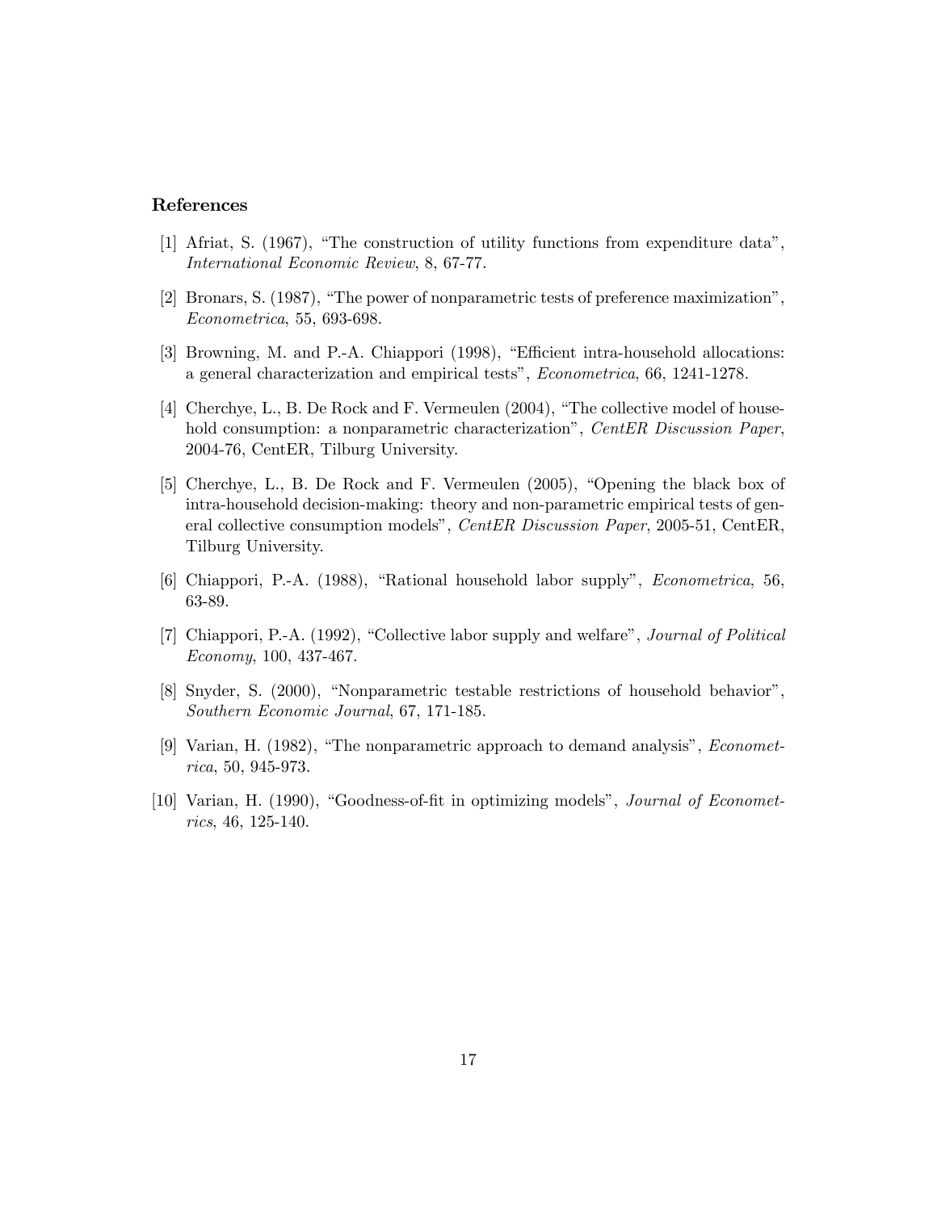## References

[1] Afriat, S. (1967), "The construction of utility functions from expenditure data", *International Economic Review*, 8, 67-77.

[2] Bronars, S. (1987), "The power of nonparametric tests of preference maximization", *Econometrica*, 55, 693-698.

[3] Browning, M. and P.-A. Chiappori (1998), "Efficient intra-household allocations: a general characterization and empirical tests", *Econometrica*, 66, 1241-1278.

[4] Cherchye, L., B. De Rock and F. Vermeulen (2004), "The collective model of household consumption: a nonparametric characterization", *CentER Discussion Paper*, 2004-76, CentER, Tilburg University.

[5] Cherchye, L., B. De Rock and F. Vermeulen (2005), "Opening the black box of intra-household decision-making: theory and non-parametric empirical tests of general collective consumption models", *CentER Discussion Paper*, 2005-51, CentER, Tilburg University.

[6] Chiappori, P.-A. (1988), "Rational household labor supply", *Econometrica*, 56, 63-89.

[7] Chiappori, P.-A. (1992), "Collective labor supply and welfare", *Journal of Political Economy*, 100, 437-467.

[8] Snyder, S. (2000), "Nonparametric testable restrictions of household behavior", *Southern Economic Journal*, 67, 171-185.

[9] Varian, H. (1982), "The nonparametric approach to demand analysis", *Econometrica*, 50, 945-973.

[10] Varian, H. (1990), "Goodness-of-fit in optimizing models", *Journal of Econometrics*, 46, 125-140.